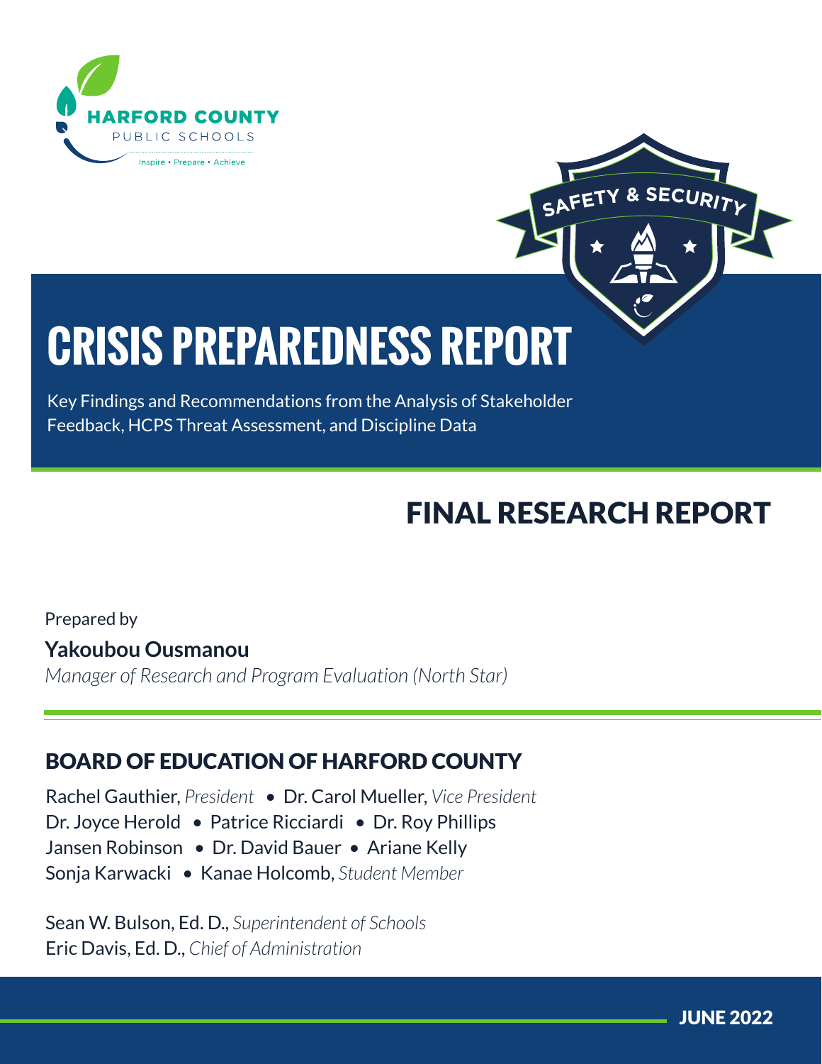HARFORD COUNTY
PUBLIC SCHOOLS
Inspire • Prepare • Achieve

SAFETY & SECURITY

# CRISIS PREPAREDNESS REPORT

Key Findings and Recommendations from the Analysis of Stakeholder Feedback, HCPS Threat Assessment, and Discipline Data

## FINAL RESEARCH REPORT

Prepared by

**Yakoubou Ousmanou**

*Manager of Research and Program Evaluation (North Star)*

## BOARD OF EDUCATION OF HARFORD COUNTY

Rachel Gauthier, *President* • Dr. Carol Mueller, *Vice President*
Dr. Joyce Herold • Patrice Ricciardi • Dr. Roy Phillips
Jansen Robinson • Dr. David Bauer • Ariane Kelly
Sonja Karwacki • Kanae Holcomb, *Student Member*

Sean W. Bulson, Ed. D., *Superintendent of Schools*
Eric Davis, Ed. D., *Chief of Administration*

JUNE 2022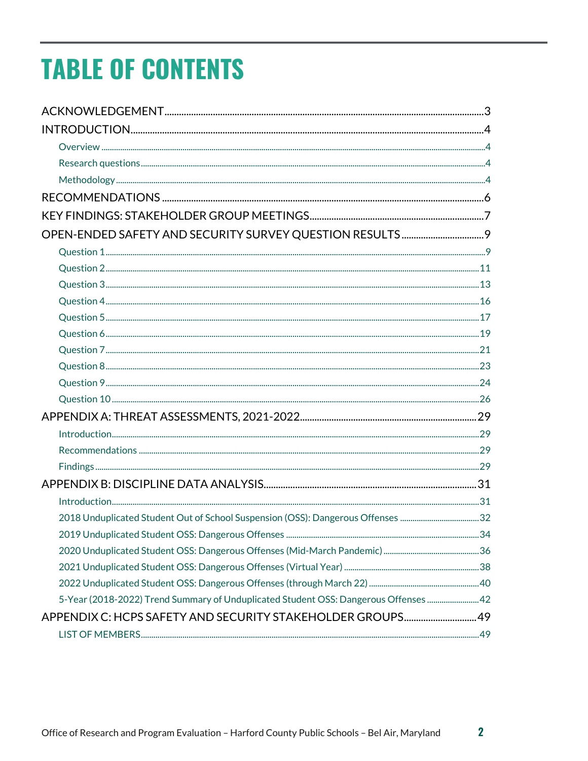# TABLE OF CONTENTS

ACKNOWLEDGEMENT ........ 3

INTRODUCTION ........ 4

- Overview ........ 4
- Research questions ........ 4
- Methodology ........ 4

RECOMMENDATIONS ........ 6

KEY FINDINGS: STAKEHOLDER GROUP MEETINGS ........ 7

OPEN-ENDED SAFETY AND SECURITY SURVEY QUESTION RESULTS ........ 9

- Question 1 ........ 9
- Question 2 ........ 11
- Question 3 ........ 13
- Question 4 ........ 16
- Question 5 ........ 17
- Question 6 ........ 19
- Question 7 ........ 21
- Question 8 ........ 23
- Question 9 ........ 24
- Question 10 ........ 26

APPENDIX A: THREAT ASSESSMENTS, 2021-2022 ........ 29

- Introduction ........ 29
- Recommendations ........ 29
- Findings ........ 29

APPENDIX B: DISCIPLINE DATA ANALYSIS ........ 31

- Introduction ........ 31
- 2018 Unduplicated Student Out of School Suspension (OSS): Dangerous Offenses ........ 32
- 2019 Unduplicated Student OSS: Dangerous Offenses ........ 34
- 2020 Unduplicated Student OSS: Dangerous Offenses (Mid-March Pandemic) ........ 36
- 2021 Unduplicated Student OSS: Dangerous Offenses (Virtual Year) ........ 38
- 2022 Unduplicated Student OSS: Dangerous Offenses (through March 22) ........ 40
- 5-Year (2018-2022) Trend Summary of Unduplicated Student OSS: Dangerous Offenses ........ 42

APPENDIX C: HCPS SAFETY AND SECURITY STAKEHOLDER GROUPS ........ 49

- LIST OF MEMBERS ........ 49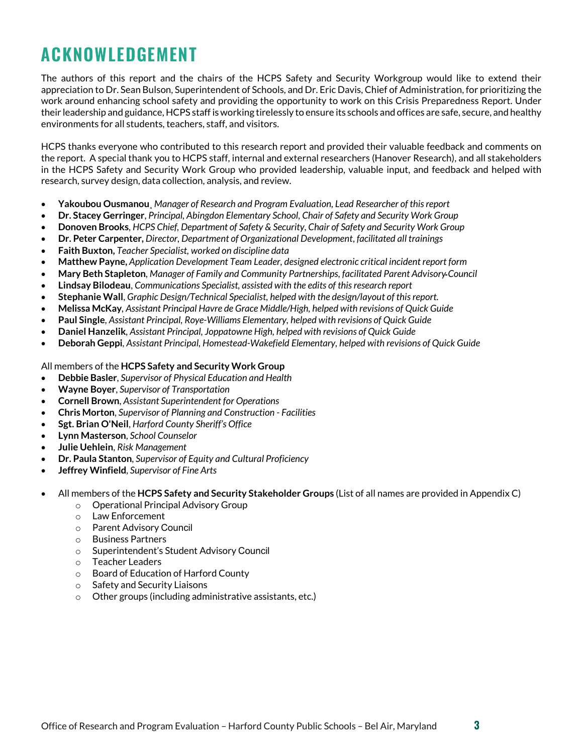# ACKNOWLEDGEMENT

The authors of this report and the chairs of the HCPS Safety and Security Workgroup would like to extend their appreciation to Dr. Sean Bulson, Superintendent of Schools, and Dr. Eric Davis, Chief of Administration, for prioritizing the work around enhancing school safety and providing the opportunity to work on this Crisis Preparedness Report. Under their leadership and guidance, HCPS staff is working tirelessly to ensure its schools and offices are safe, secure, and healthy environments for all students, teachers, staff, and visitors.

HCPS thanks everyone who contributed to this research report and provided their valuable feedback and comments on the report. A special thank you to HCPS staff, internal and external researchers (Hanover Research), and all stakeholders in the HCPS Safety and Security Work Group who provided leadership, valuable input, and feedback and helped with research, survey design, data collection, analysis, and review.

- **Yakoubou Ousmanou**¸ *Manager of Research and Program Evaluation, Lead Researcher of this report*
- **Dr. Stacey Gerringer**, *Principal, Abingdon Elementary School, Chair of Safety and Security Work Group*
- **Donoven Brooks**, *HCPS Chief, Department of Safety & Security, Chair of Safety and Security Work Group*
- **Dr. Peter Carpenter,** *Director, Department of Organizational Development, facilitated all trainings*
- **Faith Buxton,** *Teacher Specialist, worked on discipline data*
- **Matthew Payne,** *Application Development Team Leader, designed electronic critical incident report form*
- **Mary Beth Stapleton**, *Manager of Family and Community Partnerships, facilitated Parent Advisory Council*
- **Lindsay Bilodeau**, *Communications Specialist, assisted with the edits of this research report*
- **Stephanie Wall**, *Graphic Design/Technical Specialist, helped with the design/layout of this report.*
- **Melissa McKay**, *Assistant Principal Havre de Grace Middle/High, helped with revisions of Quick Guide*
- **Paul Single**, *Assistant Principal, Roye-Williams Elementary, helped with revisions of Quick Guide*
- **Daniel Hanzelik**, *Assistant Principal, Joppatowne High, helped with revisions of Quick Guide*
- **Deborah Geppi**, *Assistant Principal, Homestead-Wakefield Elementary, helped with revisions of Quick Guide*

All members of the **HCPS Safety and Security Work Group**

- **Debbie Basler**, *Supervisor of Physical Education and Health*
- **Wayne Boyer**, *Supervisor of Transportation*
- **Cornell Brown**, *Assistant Superintendent for Operations*
- **Chris Morton**, *Supervisor of Planning and Construction - Facilities*
- **Sgt. Brian O'Neil**, *Harford County Sheriff's Office*
- **Lynn Masterson**, *School Counselor*
- **Julie Uehlein**, *Risk Management*
- **Dr. Paula Stanton**, *Supervisor of Equity and Cultural Proficiency*
- **Jeffrey Winfield**, *Supervisor of Fine Arts*

- All members of the **HCPS Safety and Security Stakeholder Groups** (List of all names are provided in Appendix C)
  - Operational Principal Advisory Group
  - Law Enforcement
  - Parent Advisory Council
  - Business Partners
  - Superintendent's Student Advisory Council
  - Teacher Leaders
  - Board of Education of Harford County
  - Safety and Security Liaisons
  - Other groups (including administrative assistants, etc.)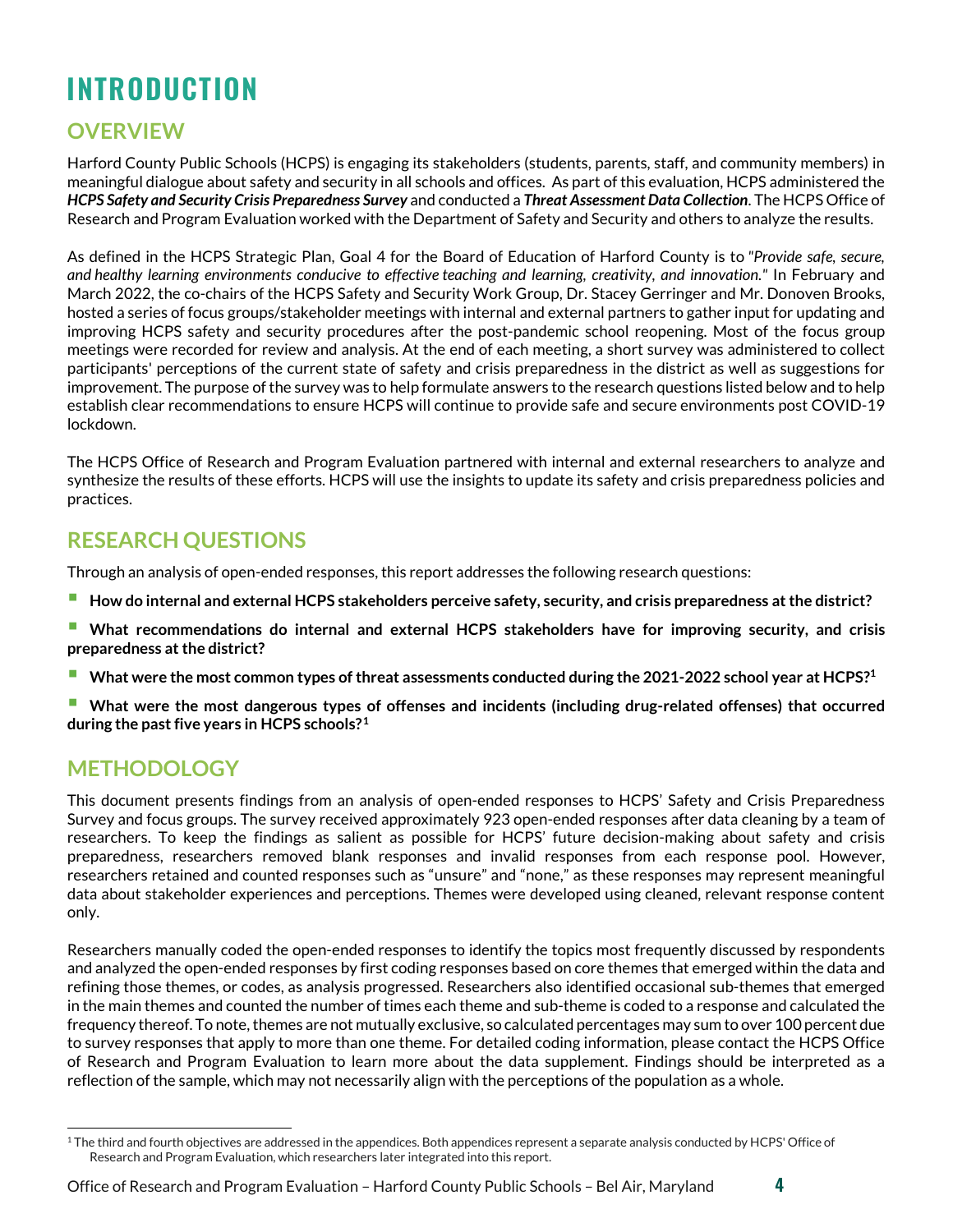# INTRODUCTION

## OVERVIEW

Harford County Public Schools (HCPS) is engaging its stakeholders (students, parents, staff, and community members) in meaningful dialogue about safety and security in all schools and offices. As part of this evaluation, HCPS administered the ***HCPS Safety and Security Crisis Preparedness Survey*** and conducted a ***Threat Assessment Data Collection***. The HCPS Office of Research and Program Evaluation worked with the Department of Safety and Security and others to analyze the results.

As defined in the HCPS Strategic Plan, Goal 4 for the Board of Education of Harford County is to *"Provide safe, secure, and healthy learning environments conducive to effective teaching and learning, creativity, and innovation."* In February and March 2022, the co-chairs of the HCPS Safety and Security Work Group, Dr. Stacey Gerringer and Mr. Donoven Brooks, hosted a series of focus groups/stakeholder meetings with internal and external partners to gather input for updating and improving HCPS safety and security procedures after the post-pandemic school reopening. Most of the focus group meetings were recorded for review and analysis. At the end of each meeting, a short survey was administered to collect participants' perceptions of the current state of safety and crisis preparedness in the district as well as suggestions for improvement. The purpose of the survey was to help formulate answers to the research questions listed below and to help establish clear recommendations to ensure HCPS will continue to provide safe and secure environments post COVID-19 lockdown.

The HCPS Office of Research and Program Evaluation partnered with internal and external researchers to analyze and synthesize the results of these efforts. HCPS will use the insights to update its safety and crisis preparedness policies and practices.

## RESEARCH QUESTIONS

Through an analysis of open-ended responses, this report addresses the following research questions:

- **How do internal and external HCPS stakeholders perceive safety, security, and crisis preparedness at the district?**
- **What recommendations do internal and external HCPS stakeholders have for improving security, and crisis preparedness at the district?**
- **What were the most common types of threat assessments conducted during the 2021-2022 school year at HCPS?[1]**
- **What were the most dangerous types of offenses and incidents (including drug-related offenses) that occurred during the past five years in HCPS schools?[1]**

## METHODOLOGY

This document presents findings from an analysis of open-ended responses to HCPS' Safety and Crisis Preparedness Survey and focus groups. The survey received approximately 923 open-ended responses after data cleaning by a team of researchers. To keep the findings as salient as possible for HCPS' future decision-making about safety and crisis preparedness, researchers removed blank responses and invalid responses from each response pool. However, researchers retained and counted responses such as "unsure" and "none," as these responses may represent meaningful data about stakeholder experiences and perceptions. Themes were developed using cleaned, relevant response content only.

Researchers manually coded the open-ended responses to identify the topics most frequently discussed by respondents and analyzed the open-ended responses by first coding responses based on core themes that emerged within the data and refining those themes, or codes, as analysis progressed. Researchers also identified occasional sub-themes that emerged in the main themes and counted the number of times each theme and sub-theme is coded to a response and calculated the frequency thereof. To note, themes are not mutually exclusive, so calculated percentages may sum to over 100 percent due to survey responses that apply to more than one theme. For detailed coding information, please contact the HCPS Office of Research and Program Evaluation to learn more about the data supplement. Findings should be interpreted as a reflection of the sample, which may not necessarily align with the perceptions of the population as a whole.

[1] The third and fourth objectives are addressed in the appendices. Both appendices represent a separate analysis conducted by HCPS' Office of Research and Program Evaluation, which researchers later integrated into this report.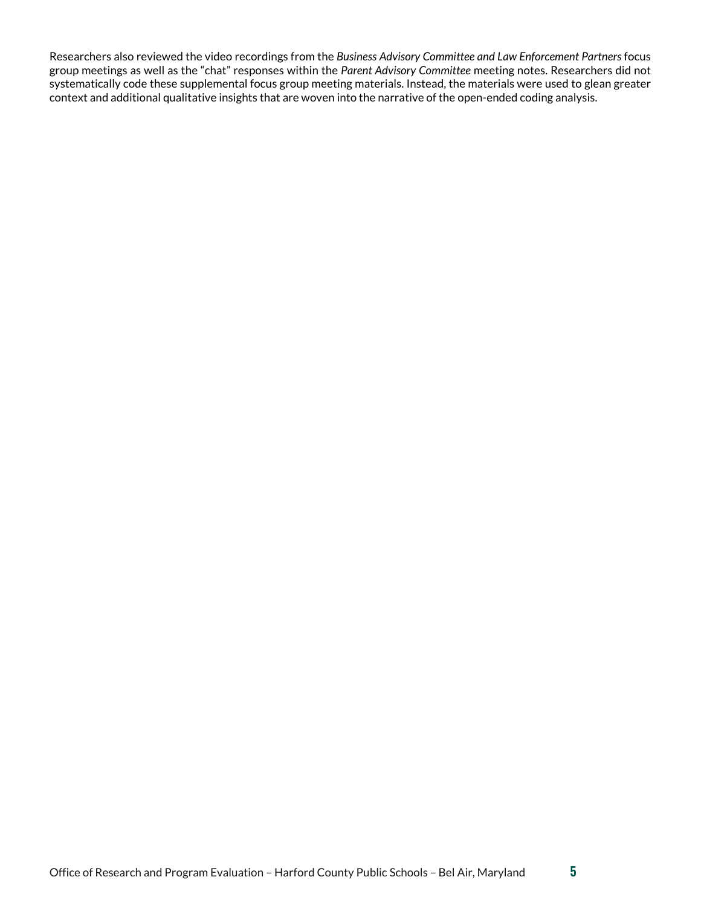Researchers also reviewed the video recordings from the *Business Advisory Committee and Law Enforcement Partners* focus group meetings as well as the "chat" responses within the *Parent Advisory Committee* meeting notes. Researchers did not systematically code these supplemental focus group meeting materials. Instead, the materials were used to glean greater context and additional qualitative insights that are woven into the narrative of the open-ended coding analysis.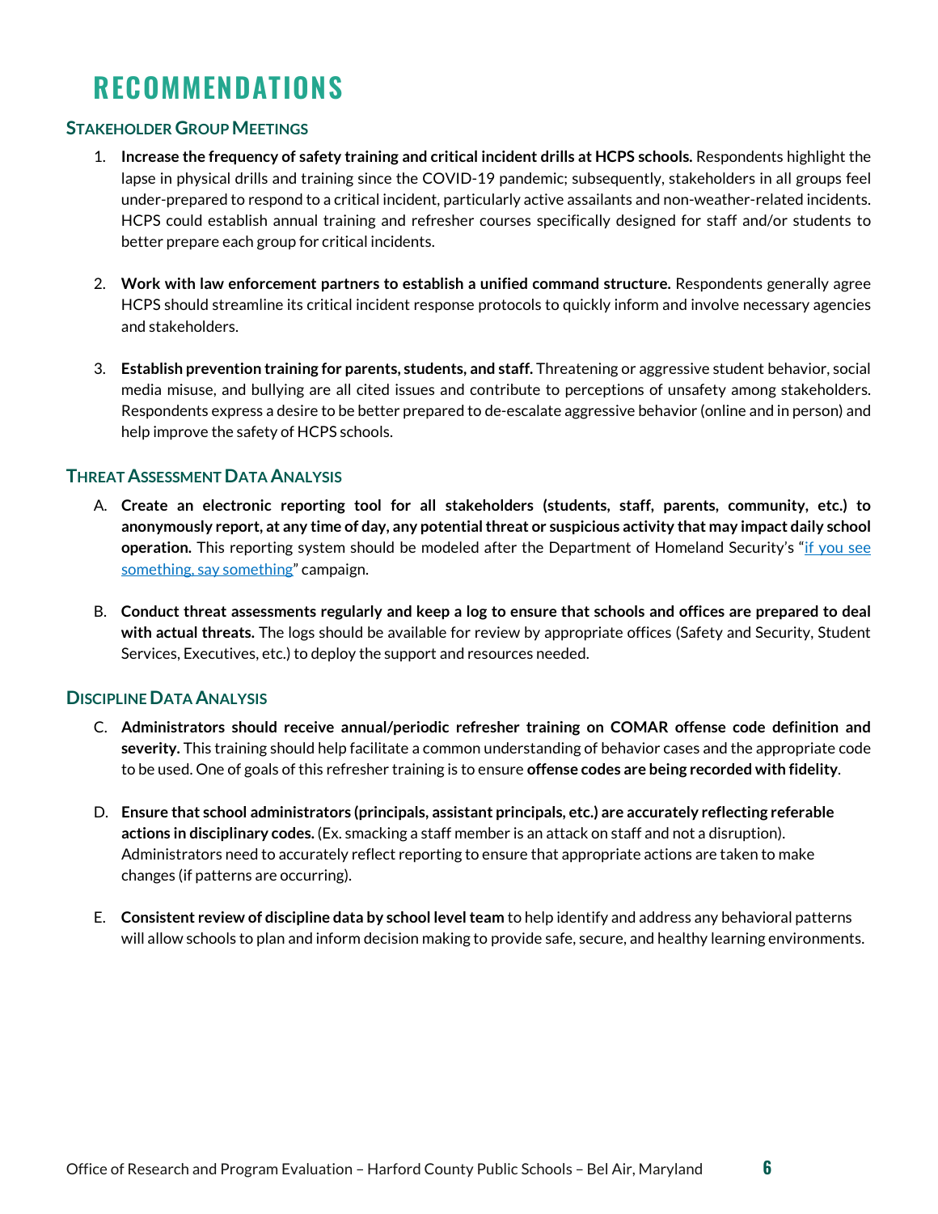# RECOMMENDATIONS

### Stakeholder Group Meetings

1. **Increase the frequency of safety training and critical incident drills at HCPS schools.** Respondents highlight the lapse in physical drills and training since the COVID-19 pandemic; subsequently, stakeholders in all groups feel under-prepared to respond to a critical incident, particularly active assailants and non-weather-related incidents. HCPS could establish annual training and refresher courses specifically designed for staff and/or students to better prepare each group for critical incidents.

2. **Work with law enforcement partners to establish a unified command structure.** Respondents generally agree HCPS should streamline its critical incident response protocols to quickly inform and involve necessary agencies and stakeholders.

3. **Establish prevention training for parents, students, and staff.** Threatening or aggressive student behavior, social media misuse, and bullying are all cited issues and contribute to perceptions of unsafety among stakeholders. Respondents express a desire to be better prepared to de-escalate aggressive behavior (online and in person) and help improve the safety of HCPS schools.

### Threat Assessment Data Analysis

A. **Create an electronic reporting tool for all stakeholders (students, staff, parents, community, etc.) to anonymously report, at any time of day, any potential threat or suspicious activity that may impact daily school operation.** This reporting system should be modeled after the Department of Homeland Security's "if you see something, say something" campaign.

B. **Conduct threat assessments regularly and keep a log to ensure that schools and offices are prepared to deal with actual threats.** The logs should be available for review by appropriate offices (Safety and Security, Student Services, Executives, etc.) to deploy the support and resources needed.

### Discipline Data Analysis

C. **Administrators should receive annual/periodic refresher training on COMAR offense code definition and severity.** This training should help facilitate a common understanding of behavior cases and the appropriate code to be used. One of goals of this refresher training is to ensure **offense codes are being recorded with fidelity**.

D. **Ensure that school administrators (principals, assistant principals, etc.) are accurately reflecting referable actions in disciplinary codes.** (Ex. smacking a staff member is an attack on staff and not a disruption). Administrators need to accurately reflect reporting to ensure that appropriate actions are taken to make changes (if patterns are occurring).

E. **Consistent review of discipline data by school level team** to help identify and address any behavioral patterns will allow schools to plan and inform decision making to provide safe, secure, and healthy learning environments.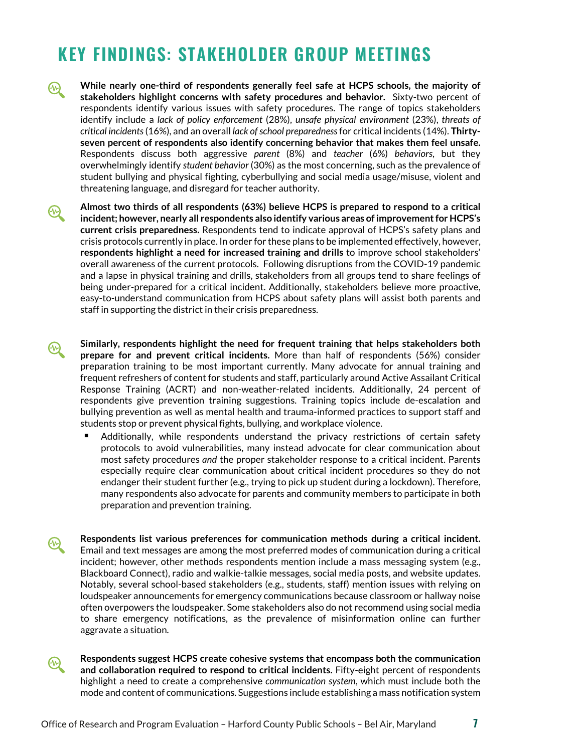# KEY FINDINGS: STAKEHOLDER GROUP MEETINGS

**While nearly one-third of respondents generally feel safe at HCPS schools, the majority of stakeholders highlight concerns with safety procedures and behavior.** Sixty-two percent of respondents identify various issues with safety procedures. The range of topics stakeholders identify include a *lack of policy enforcement* (28%), *unsafe physical environment* (23%), *threats of critical incidents* (16%), and an overall *lack of school preparedness* for critical incidents (14%). **Thirty-seven percent of respondents also identify concerning behavior that makes them feel unsafe.** Respondents discuss both aggressive *parent* (8%) and *teacher* (6%) *behaviors*, but they overwhelmingly identify *student behavior* (30%) as the most concerning, such as the prevalence of student bullying and physical fighting, cyberbullying and social media usage/misuse, violent and threatening language, and disregard for teacher authority.

**Almost two thirds of all respondents (63%) believe HCPS is prepared to respond to a critical incident; however, nearly all respondents also identify various areas of improvement for HCPS's current crisis preparedness.** Respondents tend to indicate approval of HCPS's safety plans and crisis protocols currently in place. In order for these plans to be implemented effectively, however, **respondents highlight a need for increased training and drills** to improve school stakeholders' overall awareness of the current protocols. Following disruptions from the COVID-19 pandemic and a lapse in physical training and drills, stakeholders from all groups tend to share feelings of being under-prepared for a critical incident. Additionally, stakeholders believe more proactive, easy-to-understand communication from HCPS about safety plans will assist both parents and staff in supporting the district in their crisis preparedness.

**Similarly, respondents highlight the need for frequent training that helps stakeholders both prepare for and prevent critical incidents.** More than half of respondents (56%) consider preparation training to be most important currently. Many advocate for annual training and frequent refreshers of content for students and staff, particularly around Active Assailant Critical Response Training (ACRT) and non-weather-related incidents. Additionally, 24 percent of respondents give prevention training suggestions. Training topics include de-escalation and bullying prevention as well as mental health and trauma-informed practices to support staff and students stop or prevent physical fights, bullying, and workplace violence.

- Additionally, while respondents understand the privacy restrictions of certain safety protocols to avoid vulnerabilities, many instead advocate for clear communication about most safety procedures *and* the proper stakeholder response to a critical incident. Parents especially require clear communication about critical incident procedures so they do not endanger their student further (e.g., trying to pick up student during a lockdown). Therefore, many respondents also advocate for parents and community members to participate in both preparation and prevention training.

**Respondents list various preferences for communication methods during a critical incident.** Email and text messages are among the most preferred modes of communication during a critical incident; however, other methods respondents mention include a mass messaging system (e.g., Blackboard Connect), radio and walkie-talkie messages, social media posts, and website updates. Notably, several school-based stakeholders (e.g., students, staff) mention issues with relying on loudspeaker announcements for emergency communications because classroom or hallway noise often overpowers the loudspeaker. Some stakeholders also do not recommend using social media to share emergency notifications, as the prevalence of misinformation online can further aggravate a situation.

**Respondents suggest HCPS create cohesive systems that encompass both the communication and collaboration required to respond to critical incidents.** Fifty-eight percent of respondents highlight a need to create a comprehensive *communication system*, which must include both the mode and content of communications. Suggestions include establishing a mass notification system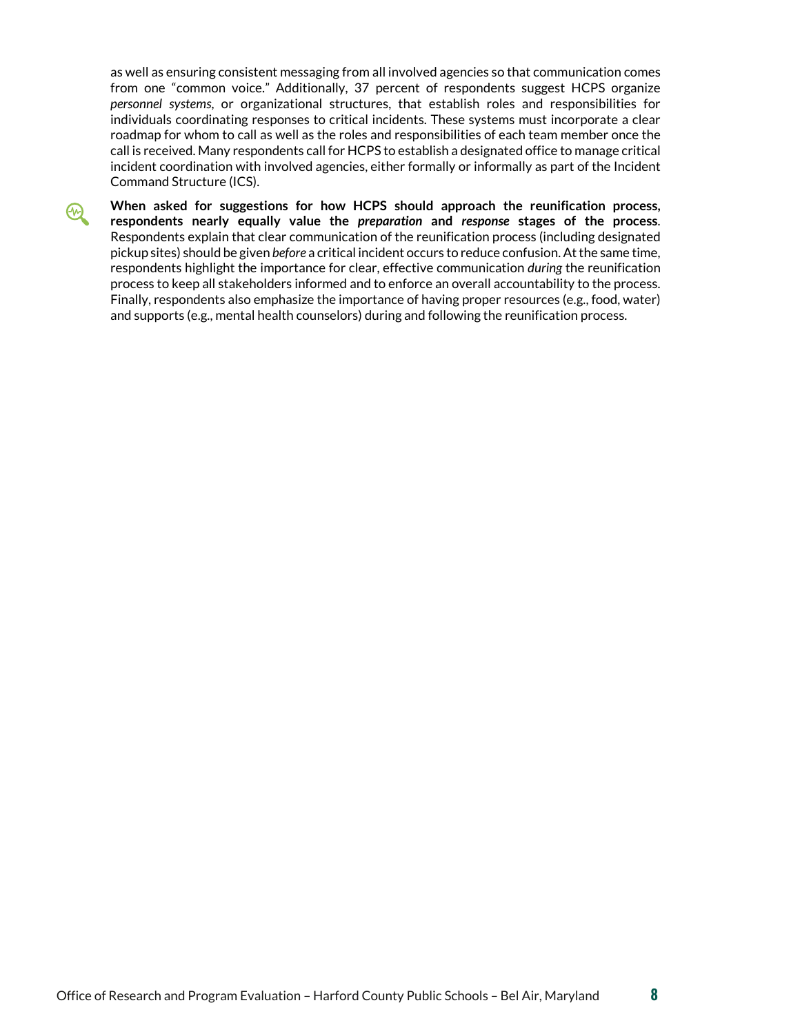as well as ensuring consistent messaging from all involved agencies so that communication comes from one "common voice." Additionally, 37 percent of respondents suggest HCPS organize *personnel systems*, or organizational structures, that establish roles and responsibilities for individuals coordinating responses to critical incidents. These systems must incorporate a clear roadmap for whom to call as well as the roles and responsibilities of each team member once the call is received. Many respondents call for HCPS to establish a designated office to manage critical incident coordination with involved agencies, either formally or informally as part of the Incident Command Structure (ICS).

**When asked for suggestions for how HCPS should approach the reunification process, respondents nearly equally value the *preparation* and *response* stages of the process.** Respondents explain that clear communication of the reunification process (including designated pickup sites) should be given *before* a critical incident occurs to reduce confusion. At the same time, respondents highlight the importance for clear, effective communication *during* the reunification process to keep all stakeholders informed and to enforce an overall accountability to the process. Finally, respondents also emphasize the importance of having proper resources (e.g., food, water) and supports (e.g., mental health counselors) during and following the reunification process.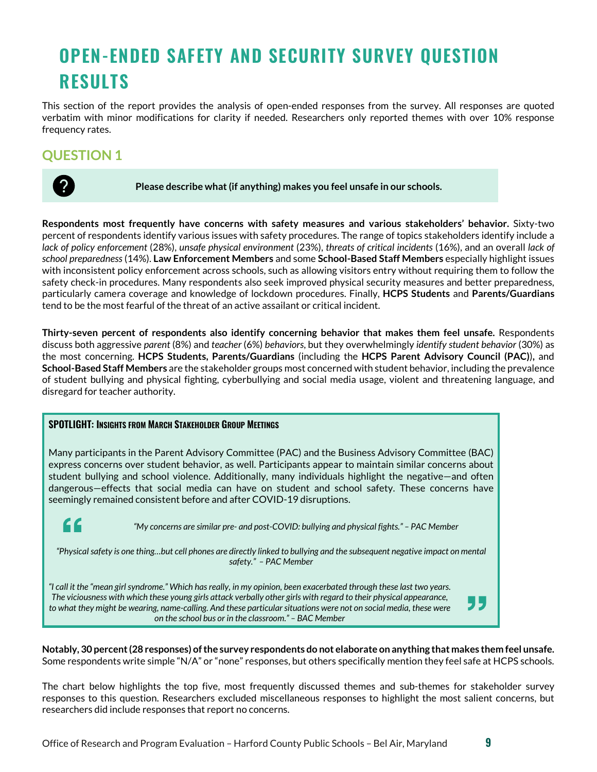# OPEN-ENDED SAFETY AND SECURITY SURVEY QUESTION RESULTS

This section of the report provides the analysis of open-ended responses from the survey. All responses are quoted verbatim with minor modifications for clarity if needed. Researchers only reported themes with over 10% response frequency rates.

## QUESTION 1

**Please describe what (if anything) makes you feel unsafe in our schools.**

**Respondents most frequently have concerns with safety measures and various stakeholders' behavior.** Sixty-two percent of respondents identify various issues with safety procedures. The range of topics stakeholders identify include a *lack of policy enforcement* (28%), *unsafe physical environment* (23%), *threats of critical incidents* (16%), and an overall *lack of school preparedness* (14%). **Law Enforcement Members** and some **School-Based Staff Members** especially highlight issues with inconsistent policy enforcement across schools, such as allowing visitors entry without requiring them to follow the safety check-in procedures. Many respondents also seek improved physical security measures and better preparedness, particularly camera coverage and knowledge of lockdown procedures. Finally, **HCPS Students** and **Parents/Guardians** tend to be the most fearful of the threat of an active assailant or critical incident.

**Thirty-seven percent of respondents also identify concerning behavior that makes them feel unsafe.** Respondents discuss both aggressive *parent* (8%) and *teacher* (6%) *behaviors*, but they overwhelmingly *identify student behavior* (30%) as the most concerning. **HCPS Students, Parents/Guardians** (including the **HCPS Parent Advisory Council (PAC)**), and **School-Based Staff Members** are the stakeholder groups most concerned with student behavior, including the prevalence of student bullying and physical fighting, cyberbullying and social media usage, violent and threatening language, and disregard for teacher authority.

> **SPOTLIGHT: INSIGHTS FROM MARCH STAKEHOLDER GROUP MEETINGS**
>
> Many participants in the Parent Advisory Committee (PAC) and the Business Advisory Committee (BAC) express concerns over student behavior, as well. Participants appear to maintain similar concerns about student bullying and school violence. Additionally, many individuals highlight the negative—and often dangerous—effects that social media can have on student and school safety. These concerns have seemingly remained consistent before and after COVID-19 disruptions.
>
> *"My concerns are similar pre- and post-COVID: bullying and physical fights." – PAC Member*
>
> *"Physical safety is one thing…but cell phones are directly linked to bullying and the subsequent negative impact on mental safety." – PAC Member*
>
> *"I call it the "mean girl syndrome." Which has really, in my opinion, been exacerbated through these last two years. The viciousness with which these young girls attack verbally other girls with regard to their physical appearance, to what they might be wearing, name-calling. And these particular situations were not on social media, these were on the school bus or in the classroom." – BAC Member*

**Notably, 30 percent (28 responses) of the survey respondents do not elaborate on anything that makes them feel unsafe.** Some respondents write simple "N/A" or "none" responses, but others specifically mention they feel safe at HCPS schools.

The chart below highlights the top five, most frequently discussed themes and sub-themes for stakeholder survey responses to this question. Researchers excluded miscellaneous responses to highlight the most salient concerns, but researchers did include responses that report no concerns.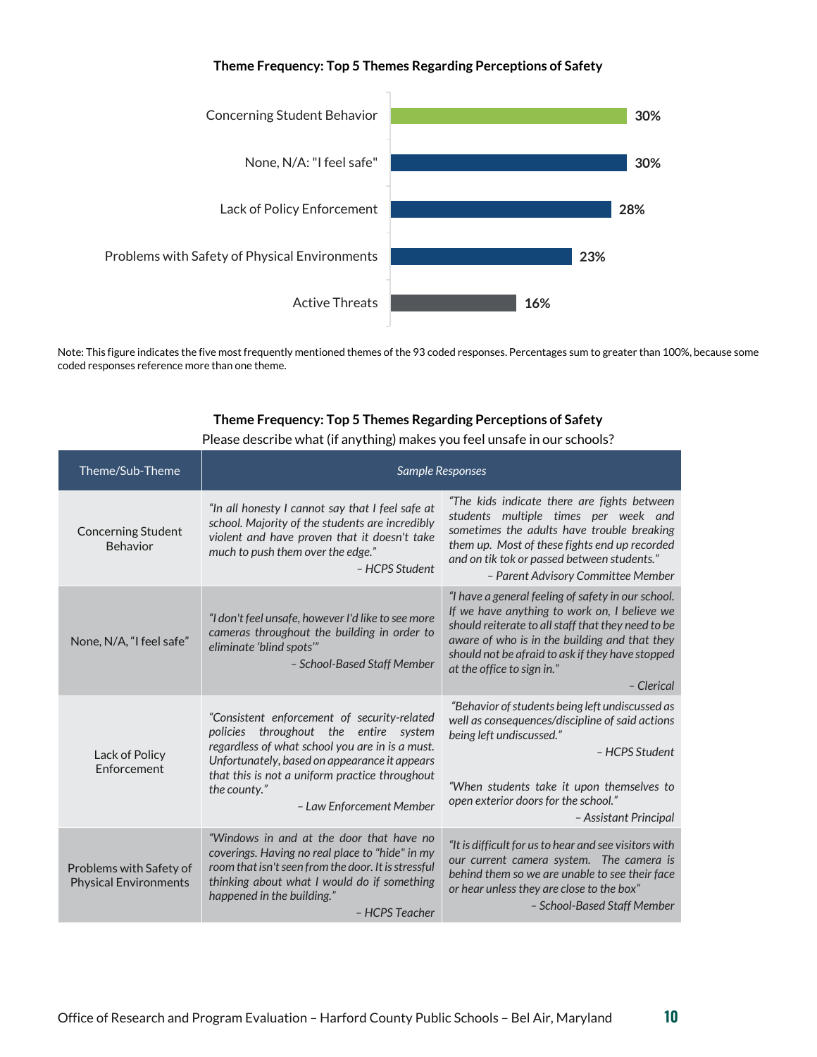**Theme Frequency: Top 5 Themes Regarding Perceptions of Safety**

| Theme | Percentage |
|---|---|
| Concerning Student Behavior | 30% |
| None, N/A: "I feel safe" | 30% |
| Lack of Policy Enforcement | 28% |
| Problems with Safety of Physical Environments | 23% |
| Active Threats | 16% |

Note: This figure indicates the five most frequently mentioned themes of the 93 coded responses. Percentages sum to greater than 100%, because some coded responses reference more than one theme.

**Theme Frequency: Top 5 Themes Regarding Perceptions of Safety**

Please describe what (if anything) makes you feel unsafe in our schools?

| Theme/Sub-Theme | *Sample Responses* | |
|---|---|---|
| Concerning Student Behavior | *"In all honesty I cannot say that I feel safe at school. Majority of the students are incredibly violent and have proven that it doesn't take much to push them over the edge."* *– HCPS Student* | *"The kids indicate there are fights between students multiple times per week and sometimes the adults have trouble breaking them up. Most of these fights end up recorded and on tik tok or passed between students."* *– Parent Advisory Committee Member* |
| None, N/A, "I feel safe" | *"I don't feel unsafe, however I'd like to see more cameras throughout the building in order to eliminate 'blind spots'"* *– School-Based Staff Member* | *"I have a general feeling of safety in our school. If we have anything to work on, I believe we should reiterate to all staff that they need to be aware of who is in the building and that they should not be afraid to ask if they have stopped at the office to sign in."* *– Clerical* |
| Lack of Policy Enforcement | *"Consistent enforcement of security-related policies throughout the entire system regardless of what school you are in is a must. Unfortunately, based on appearance it appears that this is not a uniform practice throughout the county."* *– Law Enforcement Member* | *"Behavior of students being left undiscussed as well as consequences/discipline of said actions being left undiscussed."* *– HCPS Student* <br><br> *"When students take it upon themselves to open exterior doors for the school."* *– Assistant Principal* |
| Problems with Safety of Physical Environments | *"Windows in and at the door that have no coverings. Having no real place to "hide" in my room that isn't seen from the door. It is stressful thinking about what I would do if something happened in the building."* *– HCPS Teacher* | *"It is difficult for us to hear and see visitors with our current camera system. The camera is behind them so we are unable to see their face or hear unless they are close to the box"* *– School-Based Staff Member* |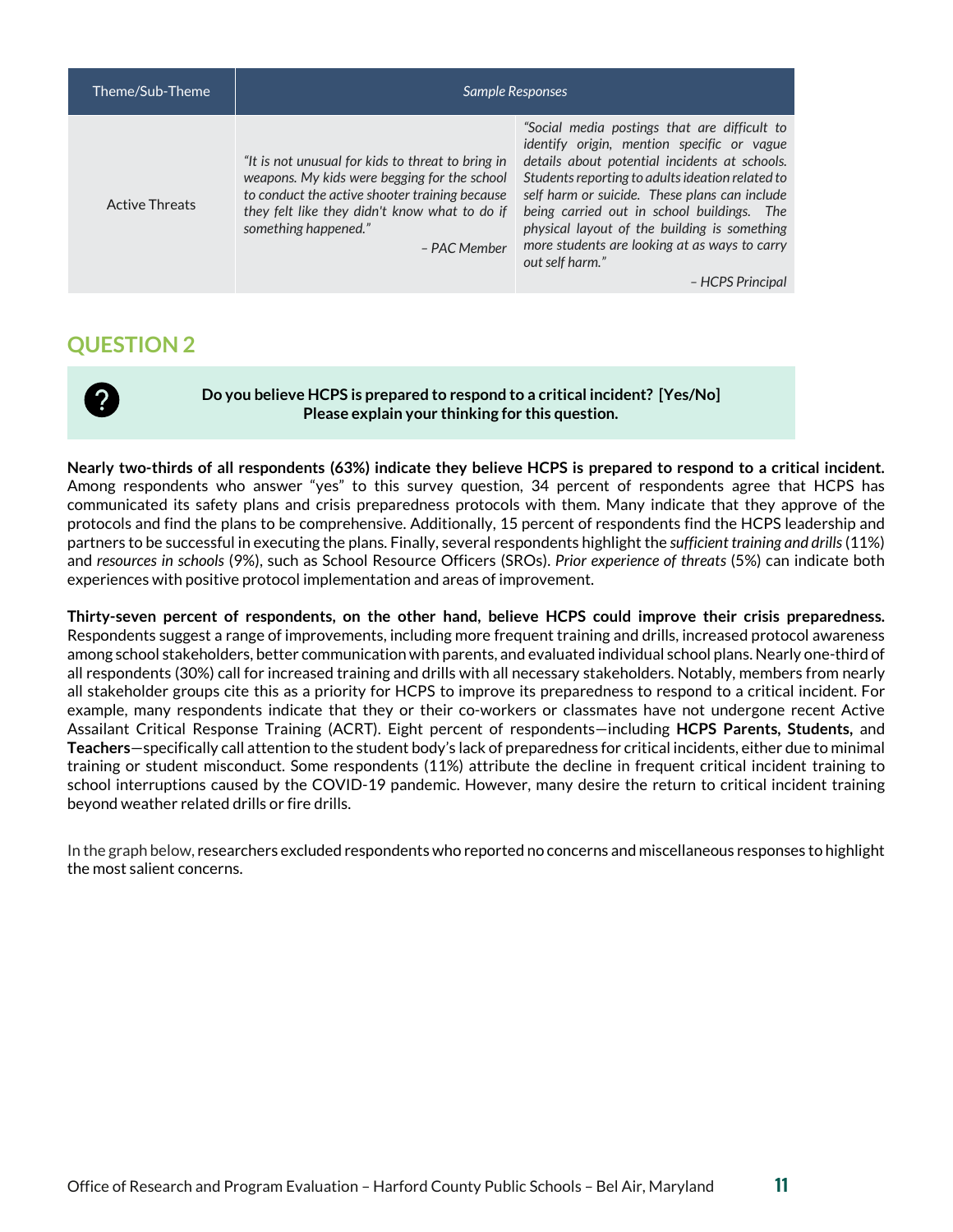| Theme/Sub-Theme | *Sample Responses* | |
|---|---|---|
| Active Threats | *"It is not unusual for kids to threat to bring in weapons. My kids were begging for the school to conduct the active shooter training because they felt like they didn't know what to do if something happened."* – PAC Member | *"Social media postings that are difficult to identify origin, mention specific or vague details about potential incidents at schools. Students reporting to adults ideation related to self harm or suicide. These plans can include being carried out in school buildings. The physical layout of the building is something more students are looking at as ways to carry out self harm."* – HCPS Principal |

## QUESTION 2

> **Do you believe HCPS is prepared to respond to a critical incident? [Yes/No]**
> **Please explain your thinking for this question.**

**Nearly two-thirds of all respondents (63%) indicate they believe HCPS is prepared to respond to a critical incident.** Among respondents who answer "yes" to this survey question, 34 percent of respondents agree that HCPS has communicated its safety plans and crisis preparedness protocols with them. Many indicate that they approve of the protocols and find the plans to be comprehensive. Additionally, 15 percent of respondents find the HCPS leadership and partners to be successful in executing the plans. Finally, several respondents highlight the *sufficient training and drills* (11%) and *resources in schools* (9%), such as School Resource Officers (SROs). *Prior experience of threats* (5%) can indicate both experiences with positive protocol implementation and areas of improvement.

**Thirty-seven percent of respondents, on the other hand, believe HCPS could improve their crisis preparedness.** Respondents suggest a range of improvements, including more frequent training and drills, increased protocol awareness among school stakeholders, better communication with parents, and evaluated individual school plans. Nearly one-third of all respondents (30%) call for increased training and drills with all necessary stakeholders. Notably, members from nearly all stakeholder groups cite this as a priority for HCPS to improve its preparedness to respond to a critical incident. For example, many respondents indicate that they or their co-workers or classmates have not undergone recent Active Assailant Critical Response Training (ACRT). Eight percent of respondents—including **HCPS Parents, Students,** and **Teachers**—specifically call attention to the student body's lack of preparedness for critical incidents, either due to minimal training or student misconduct. Some respondents (11%) attribute the decline in frequent critical incident training to school interruptions caused by the COVID-19 pandemic. However, many desire the return to critical incident training beyond weather related drills or fire drills.

In the graph below, researchers excluded respondents who reported no concerns and miscellaneous responses to highlight the most salient concerns.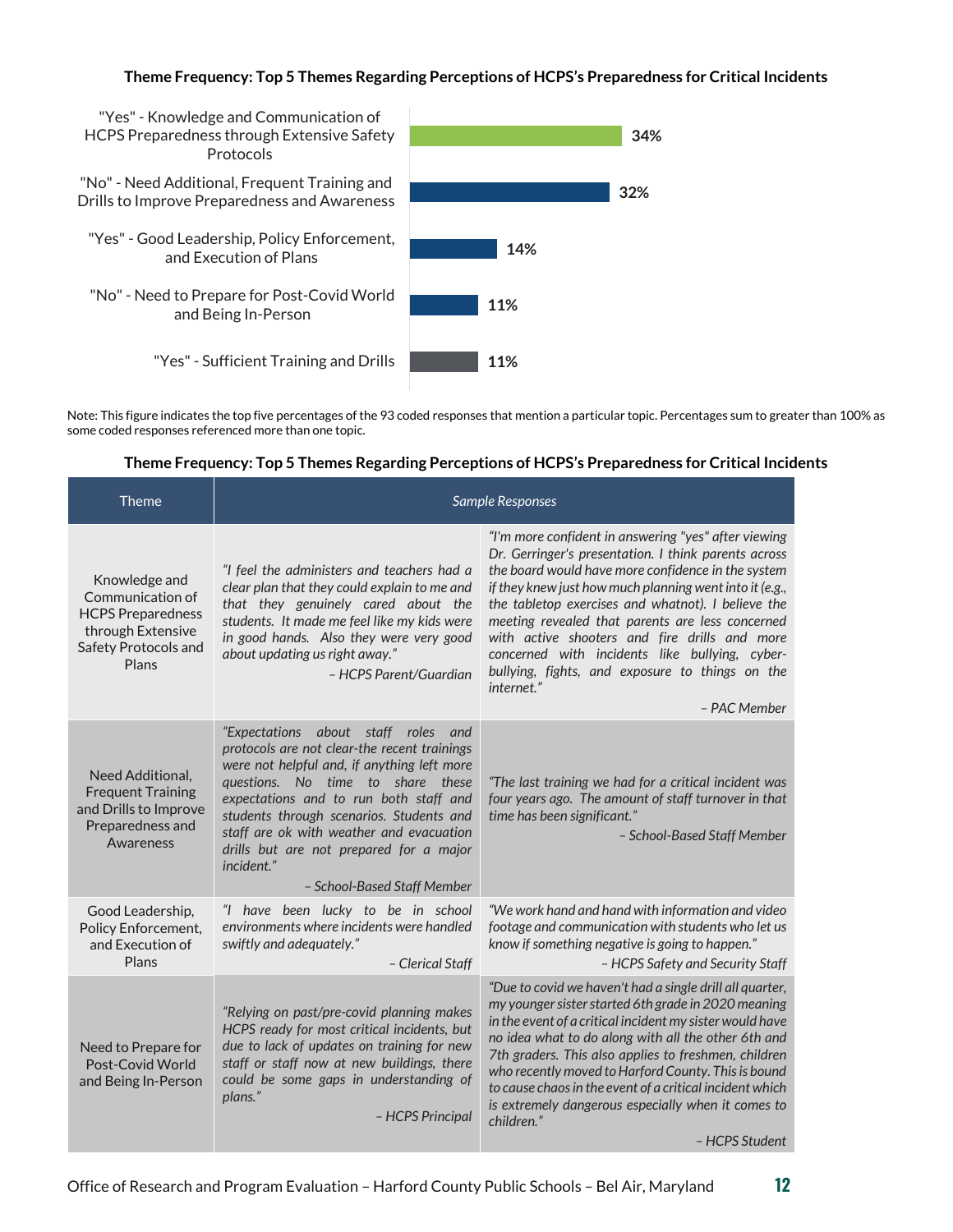**Theme Frequency: Top 5 Themes Regarding Perceptions of HCPS's Preparedness for Critical Incidents**

| Theme | Percentage |
|---|---|
| "Yes" - Knowledge and Communication of HCPS Preparedness through Extensive Safety Protocols | 34% |
| "No" - Need Additional, Frequent Training and Drills to Improve Preparedness and Awareness | 32% |
| "Yes" - Good Leadership, Policy Enforcement, and Execution of Plans | 14% |
| "No" - Need to Prepare for Post-Covid World and Being In-Person | 11% |
| "Yes" - Sufficient Training and Drills | 11% |

Note: This figure indicates the top five percentages of the 93 coded responses that mention a particular topic. Percentages sum to greater than 100% as some coded responses referenced more than one topic.

**Theme Frequency: Top 5 Themes Regarding Perceptions of HCPS's Preparedness for Critical Incidents**

| Theme | *Sample Responses* | |
|---|---|---|
| Knowledge and Communication of HCPS Preparedness through Extensive Safety Protocols and Plans | *"I feel the administers and teachers had a clear plan that they could explain to me and that they genuinely cared about the students. It made me feel like my kids were in good hands. Also they were very good about updating us right away."* – HCPS Parent/Guardian | *"I'm more confident in answering "yes" after viewing Dr. Gerringer's presentation. I think parents across the board would have more confidence in the system if they knew just how much planning went into it (e.g., the tabletop exercises and whatnot). I believe the meeting revealed that parents are less concerned with active shooters and fire drills and more concerned with incidents like bullying, cyber-bullying, fights, and exposure to things on the internet."* – PAC Member |
| Need Additional, Frequent Training and Drills to Improve Preparedness and Awareness | *"Expectations about staff roles and protocols are not clear-the recent trainings were not helpful and, if anything left more questions. No time to share these expectations and to run both staff and students through scenarios. Students and staff are ok with weather and evacuation drills but are not prepared for a major incident."* – School-Based Staff Member | *"The last training we had for a critical incident was four years ago. The amount of staff turnover in that time has been significant."* – School-Based Staff Member |
| Good Leadership, Policy Enforcement, and Execution of Plans | *"I have been lucky to be in school environments where incidents were handled swiftly and adequately."* – Clerical Staff | *"We work hand and hand with information and video footage and communication with students who let us know if something negative is going to happen."* – HCPS Safety and Security Staff |
| Need to Prepare for Post-Covid World and Being In-Person | *"Relying on past/pre-covid planning makes HCPS ready for most critical incidents, but due to lack of updates on training for new staff or staff now at new buildings, there could be some gaps in understanding of plans."* – HCPS Principal | *"Due to covid we haven't had a single drill all quarter, my younger sister started 6th grade in 2020 meaning in the event of a critical incident my sister would have no idea what to do along with all the other 6th and 7th graders. This also applies to freshmen, children who recently moved to Harford County. This is bound to cause chaos in the event of a critical incident which is extremely dangerous especially when it comes to children."* – HCPS Student |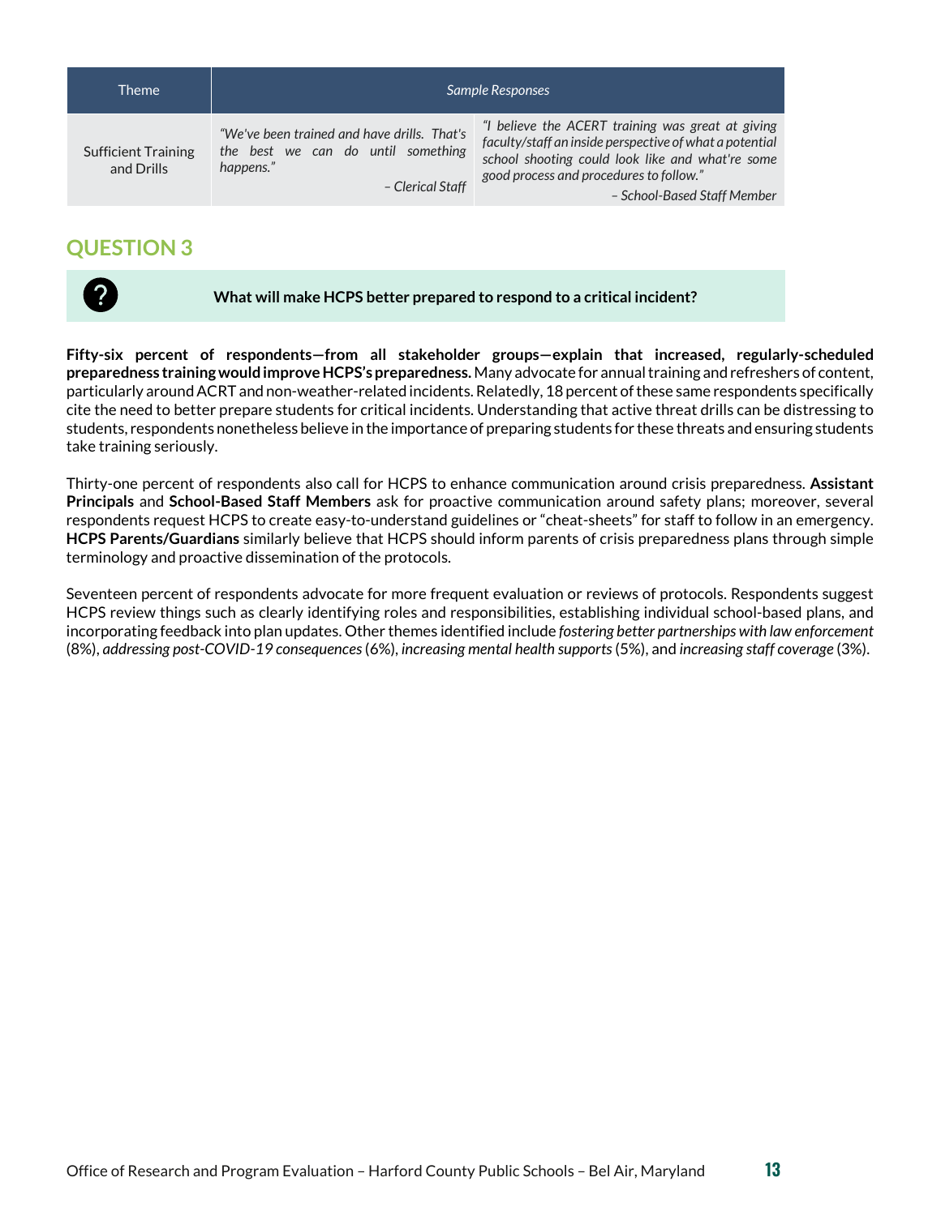| Theme | *Sample Responses* | |
|---|---|---|
| Sufficient Training and Drills | *"We've been trained and have drills. That's the best we can do until something happens."* *– Clerical Staff* | *"I believe the ACERT training was great at giving faculty/staff an inside perspective of what a potential school shooting could look like and what're some good process and procedures to follow."* *– School-Based Staff Member* |

## QUESTION 3

**What will make HCPS better prepared to respond to a critical incident?**

**Fifty-six percent of respondents—from all stakeholder groups—explain that increased, regularly-scheduled preparedness training would improve HCPS's preparedness.** Many advocate for annual training and refreshers of content, particularly around ACRT and non-weather-related incidents. Relatedly, 18 percent of these same respondents specifically cite the need to better prepare students for critical incidents. Understanding that active threat drills can be distressing to students, respondents nonetheless believe in the importance of preparing students for these threats and ensuring students take training seriously.

Thirty-one percent of respondents also call for HCPS to enhance communication around crisis preparedness. **Assistant Principals** and **School-Based Staff Members** ask for proactive communication around safety plans; moreover, several respondents request HCPS to create easy-to-understand guidelines or "cheat-sheets" for staff to follow in an emergency. **HCPS Parents/Guardians** similarly believe that HCPS should inform parents of crisis preparedness plans through simple terminology and proactive dissemination of the protocols.

Seventeen percent of respondents advocate for more frequent evaluation or reviews of protocols. Respondents suggest HCPS review things such as clearly identifying roles and responsibilities, establishing individual school-based plans, and incorporating feedback into plan updates. Other themes identified include *fostering better partnerships with law enforcement* (8%), *addressing post-COVID-19 consequences* (6%), *increasing mental health supports* (5%), and *increasing staff coverage* (3%).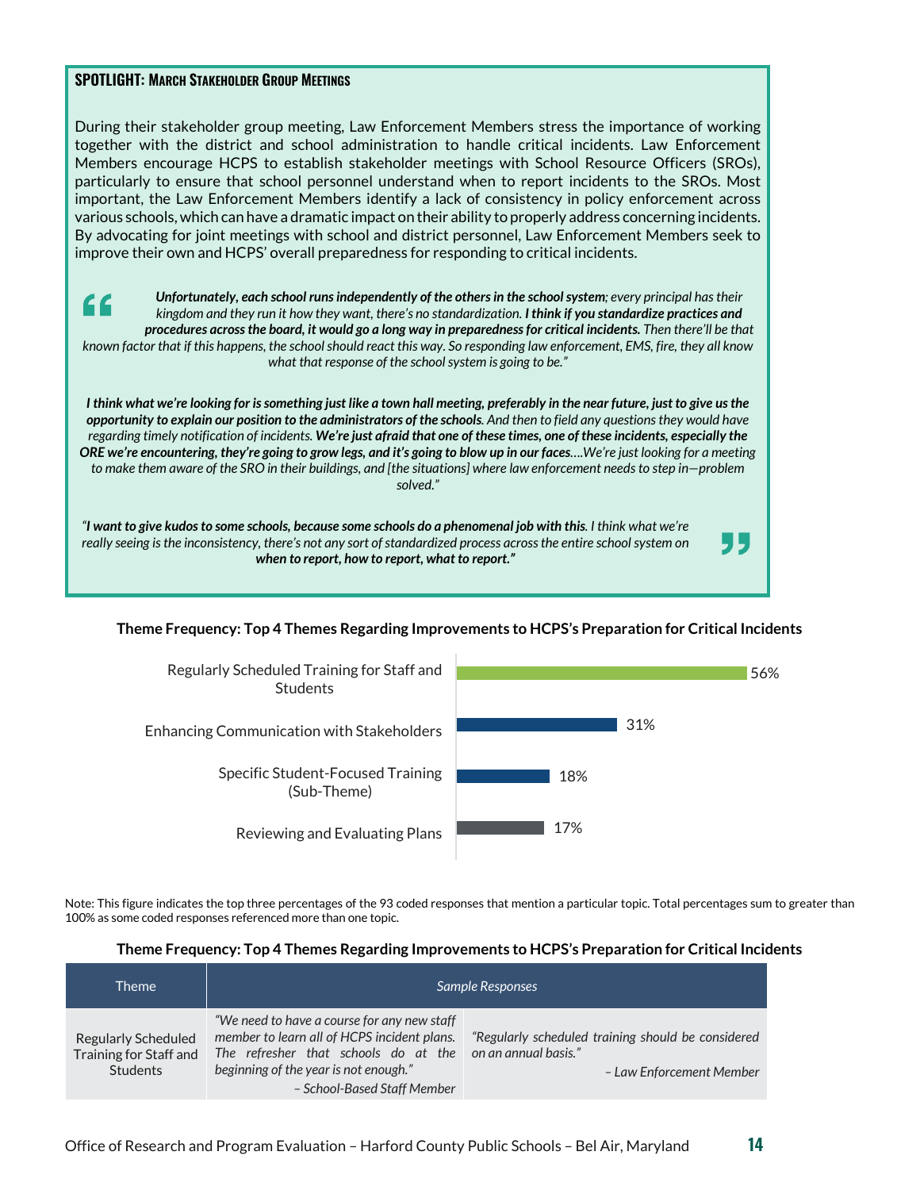### SPOTLIGHT: March Stakeholder Group Meetings

During their stakeholder group meeting, Law Enforcement Members stress the importance of working together with the district and school administration to handle critical incidents. Law Enforcement Members encourage HCPS to establish stakeholder meetings with School Resource Officers (SROs), particularly to ensure that school personnel understand when to report incidents to the SROs. Most important, the Law Enforcement Members identify a lack of consistency in policy enforcement across various schools, which can have a dramatic impact on their ability to properly address concerning incidents. By advocating for joint meetings with school and district personnel, Law Enforcement Members seek to improve their own and HCPS' overall preparedness for responding to critical incidents.

> ***Unfortunately, each school runs independently of the others in the school system****; every principal has their kingdom and they run it how they want, there's no standardization.* ***I think if you standardize practices and procedures across the board, it would go a long way in preparedness for critical incidents.*** *Then there'll be that known factor that if this happens, the school should react this way. So responding law enforcement, EMS, fire, they all know what that response of the school system is going to be."*
>
> ***I think what we're looking for is something just like a town hall meeting, preferably in the near future, just to give us the opportunity to explain our position to the administrators of the schools****. And then to field any questions they would have regarding timely notification of incidents.* ***We're just afraid that one of these times, one of these incidents, especially the ORE we're encountering, they're going to grow legs, and it's going to blow up in our faces****….We're just looking for a meeting to make them aware of the SRO in their buildings, and [the situations] where law enforcement needs to step in—problem solved."*
>
> *"****I want to give kudos to some schools, because some schools do a phenomenal job with this****. I think what we're really seeing is the inconsistency, there's not any sort of standardized process across the entire school system on* ***when to report, how to report, what to report."***

**Theme Frequency: Top 4 Themes Regarding Improvements to HCPS's Preparation for Critical Incidents**

| Theme | Percentage |
|---|---|
| Regularly Scheduled Training for Staff and Students | 56% |
| Enhancing Communication with Stakeholders | 31% |
| Specific Student-Focused Training (Sub-Theme) | 18% |
| Reviewing and Evaluating Plans | 17% |

Note: This figure indicates the top three percentages of the 93 coded responses that mention a particular topic. Total percentages sum to greater than 100% as some coded responses referenced more than one topic.

**Theme Frequency: Top 4 Themes Regarding Improvements to HCPS's Preparation for Critical Incidents**

| Theme | *Sample Responses* | |
|---|---|---|
| Regularly Scheduled Training for Staff and Students | *"We need to have a course for any new staff member to learn all of HCPS incident plans. The refresher that schools do at the beginning of the year is not enough." – School-Based Staff Member* | *"Regularly scheduled training should be considered on an annual basis." – Law Enforcement Member* |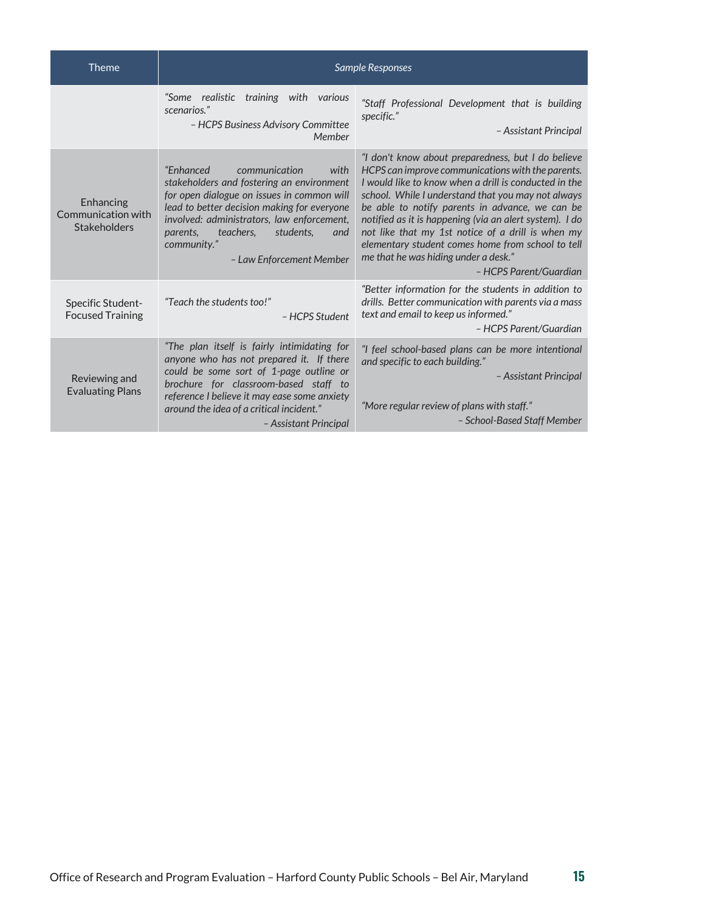| Theme | Sample Responses | |
|---|---|---|
| | *"Some realistic training with various scenarios."* – HCPS Business Advisory Committee Member | *"Staff Professional Development that is building specific."* – Assistant Principal |
| Enhancing Communication with Stakeholders | *"Enhanced communication with stakeholders and fostering an environment for open dialogue on issues in common will lead to better decision making for everyone involved: administrators, law enforcement, parents, teachers, students, and community."* – Law Enforcement Member | *"I don't know about preparedness, but I do believe HCPS can improve communications with the parents. I would like to know when a drill is conducted in the school. While I understand that you may not always be able to notify parents in advance, we can be notified as it is happening (via an alert system). I do not like that my 1st notice of a drill is when my elementary student comes home from school to tell me that he was hiding under a desk."* – HCPS Parent/Guardian |
| Specific Student-Focused Training | *"Teach the students too!"* – HCPS Student | *"Better information for the students in addition to drills. Better communication with parents via a mass text and email to keep us informed."* – HCPS Parent/Guardian |
| Reviewing and Evaluating Plans | *"The plan itself is fairly intimidating for anyone who has not prepared it. If there could be some sort of 1-page outline or brochure for classroom-based staff to reference I believe it may ease some anxiety around the idea of a critical incident."* – Assistant Principal | *"I feel school-based plans can be more intentional and specific to each building."* – Assistant Principal<br><br>*"More regular review of plans with staff."* – School-Based Staff Member |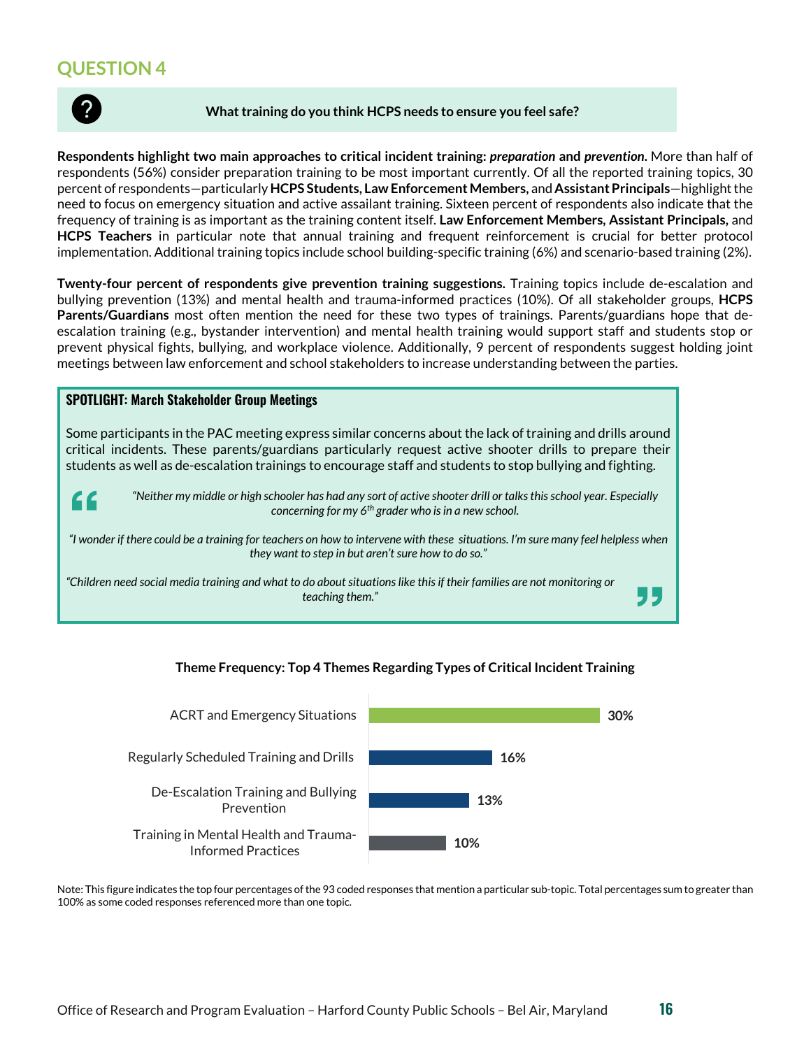## QUESTION 4

**What training do you think HCPS needs to ensure you feel safe?**

**Respondents highlight two main approaches to critical incident training:** ***preparation*** **and** ***prevention*****.** More than half of respondents (56%) consider preparation training to be most important currently. Of all the reported training topics, 30 percent of respondents—particularly **HCPS Students, Law Enforcement Members,** and **Assistant Principals**—highlight the need to focus on emergency situation and active assailant training. Sixteen percent of respondents also indicate that the frequency of training is as important as the training content itself. **Law Enforcement Members, Assistant Principals,** and **HCPS Teachers** in particular note that annual training and frequent reinforcement is crucial for better protocol implementation. Additional training topics include school building-specific training (6%) and scenario-based training (2%).

**Twenty-four percent of respondents give prevention training suggestions.** Training topics include de-escalation and bullying prevention (13%) and mental health and trauma-informed practices (10%). Of all stakeholder groups, **HCPS Parents/Guardians** most often mention the need for these two types of trainings. Parents/guardians hope that de-escalation training (e.g., bystander intervention) and mental health training would support staff and students stop or prevent physical fights, bullying, and workplace violence. Additionally, 9 percent of respondents suggest holding joint meetings between law enforcement and school stakeholders to increase understanding between the parties.

**SPOTLIGHT: March Stakeholder Group Meetings**

Some participants in the PAC meeting express similar concerns about the lack of training and drills around critical incidents. These parents/guardians particularly request active shooter drills to prepare their students as well as de-escalation trainings to encourage staff and students to stop bullying and fighting.

> *"Neither my middle or high schooler has had any sort of active shooter drill or talks this school year. Especially concerning for my 6th grader who is in a new school.*
>
> *"I wonder if there could be a training for teachers on how to intervene with these situations. I'm sure many feel helpless when they want to step in but aren't sure how to do so."*
>
> *"Children need social media training and what to do about situations like this if their families are not monitoring or teaching them."*

**Theme Frequency: Top 4 Themes Regarding Types of Critical Incident Training**

| Theme | Percentage |
| --- | --- |
| ACRT and Emergency Situations | 30% |
| Regularly Scheduled Training and Drills | 16% |
| De-Escalation Training and Bullying Prevention | 13% |
| Training in Mental Health and Trauma-Informed Practices | 10% |

Note: This figure indicates the top four percentages of the 93 coded responses that mention a particular sub-topic. Total percentages sum to greater than 100% as some coded responses referenced more than one topic.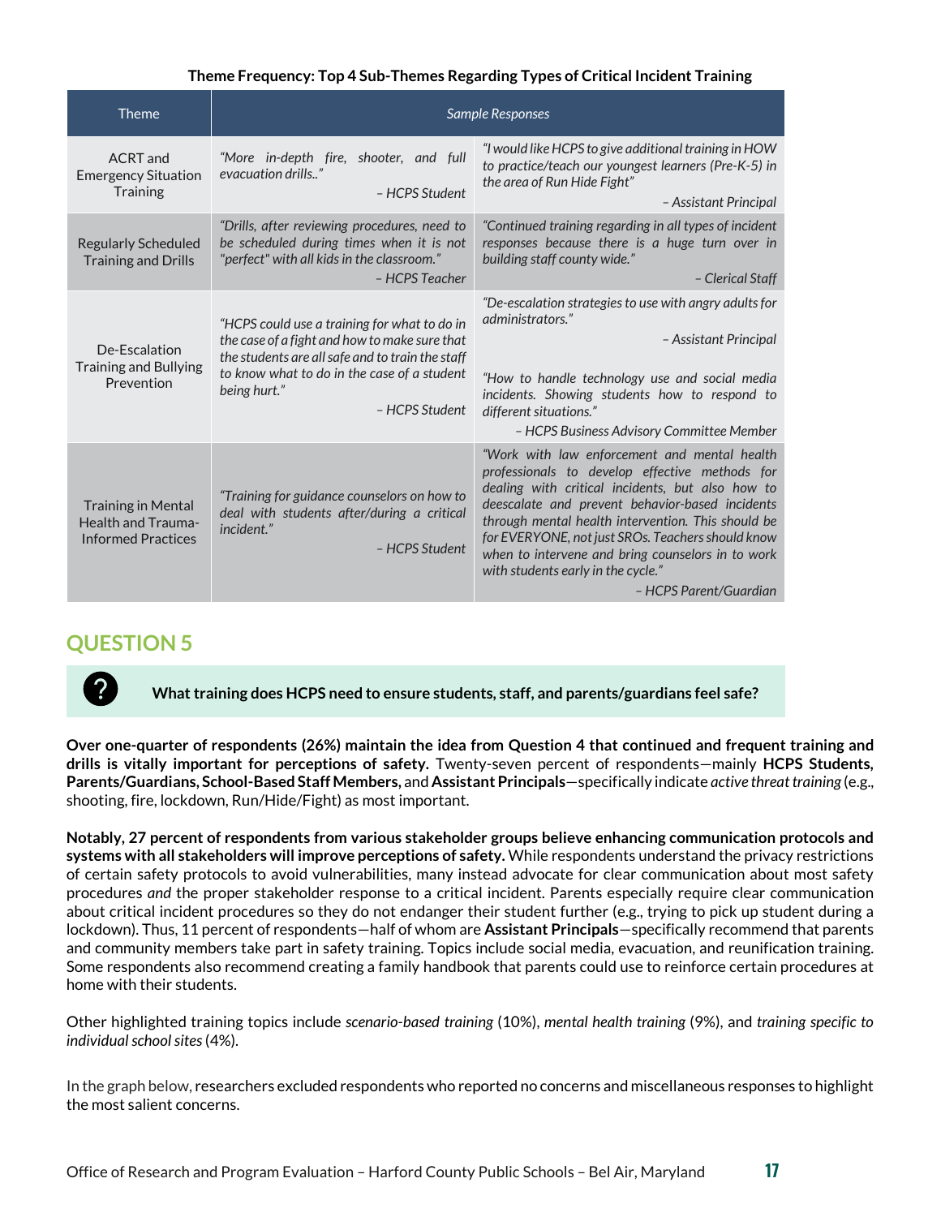**Theme Frequency: Top 4 Sub-Themes Regarding Types of Critical Incident Training**

| Theme | *Sample Responses* | |
|---|---|---|
| ACRT and Emergency Situation Training | *"More in-depth fire, shooter, and full evacuation drills.."* *– HCPS Student* | *"I would like HCPS to give additional training in HOW to practice/teach our youngest learners (Pre-K-5) in the area of Run Hide Fight"* *– Assistant Principal* |
| Regularly Scheduled Training and Drills | *"Drills, after reviewing procedures, need to be scheduled during times when it is not "perfect" with all kids in the classroom."* *– HCPS Teacher* | *"Continued training regarding in all types of incident responses because there is a huge turn over in building staff county wide."* *– Clerical Staff* |
| De-Escalation Training and Bullying Prevention | *"HCPS could use a training for what to do in the case of a fight and how to make sure that the students are all safe and to train the staff to know what to do in the case of a student being hurt."* *– HCPS Student* | *"De-escalation strategies to use with angry adults for administrators."* *– Assistant Principal* *"How to handle technology use and social media incidents. Showing students how to respond to different situations."* *– HCPS Business Advisory Committee Member* |
| Training in Mental Health and Trauma-Informed Practices | *"Training for guidance counselors on how to deal with students after/during a critical incident."* *– HCPS Student* | *"Work with law enforcement and mental health professionals to develop effective methods for dealing with critical incidents, but also how to deescalate and prevent behavior-based incidents through mental health intervention. This should be for EVERYONE, not just SROs. Teachers should know when to intervene and bring counselors in to work with students early in the cycle."* *– HCPS Parent/Guardian* |

## QUESTION 5

**What training does HCPS need to ensure students, staff, and parents/guardians feel safe?**

**Over one-quarter of respondents (26%) maintain the idea from Question 4 that continued and frequent training and drills is vitally important for perceptions of safety.** Twenty-seven percent of respondents—mainly **HCPS Students, Parents/Guardians, School-Based Staff Members,** and **Assistant Principals**—specifically indicate *active threat training* (e.g., shooting, fire, lockdown, Run/Hide/Fight) as most important.

**Notably, 27 percent of respondents from various stakeholder groups believe enhancing communication protocols and systems with all stakeholders will improve perceptions of safety.** While respondents understand the privacy restrictions of certain safety protocols to avoid vulnerabilities, many instead advocate for clear communication about most safety procedures *and* the proper stakeholder response to a critical incident. Parents especially require clear communication about critical incident procedures so they do not endanger their student further (e.g., trying to pick up student during a lockdown). Thus, 11 percent of respondents—half of whom are **Assistant Principals**—specifically recommend that parents and community members take part in safety training. Topics include social media, evacuation, and reunification training. Some respondents also recommend creating a family handbook that parents could use to reinforce certain procedures at home with their students.

Other highlighted training topics include *scenario-based training* (10%), *mental health training* (9%), and *training specific to individual school sites* (4%).

In the graph below, researchers excluded respondents who reported no concerns and miscellaneous responses to highlight the most salient concerns.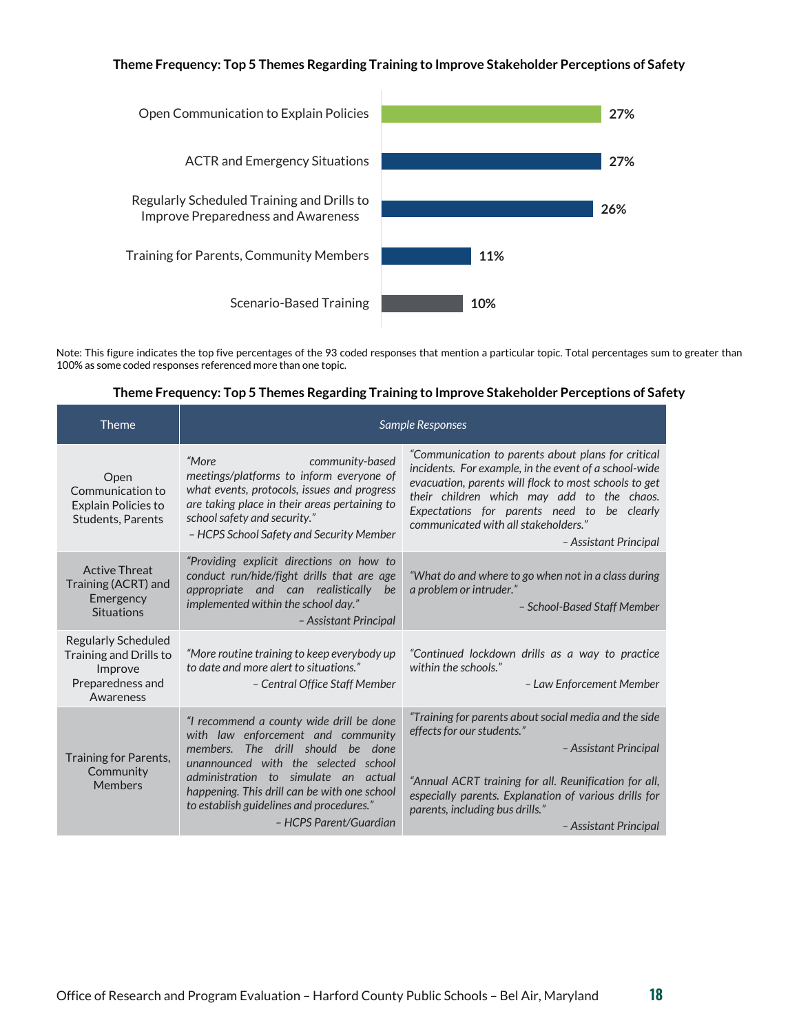**Theme Frequency: Top 5 Themes Regarding Training to Improve Stakeholder Perceptions of Safety**

| Theme | Percentage |
|---|---|
| Open Communication to Explain Policies | 27% |
| ACTR and Emergency Situations | 27% |
| Regularly Scheduled Training and Drills to Improve Preparedness and Awareness | 26% |
| Training for Parents, Community Members | 11% |
| Scenario-Based Training | 10% |

Note: This figure indicates the top five percentages of the 93 coded responses that mention a particular topic. Total percentages sum to greater than 100% as some coded responses referenced more than one topic.

**Theme Frequency: Top 5 Themes Regarding Training to Improve Stakeholder Perceptions of Safety**

| Theme | *Sample Responses* | |
|---|---|---|
| Open Communication to Explain Policies to Students, Parents | *"More community-based meetings/platforms to inform everyone of what events, protocols, issues and progress are taking place in their areas pertaining to school safety and security."* *– HCPS School Safety and Security Member* | *"Communication to parents about plans for critical incidents. For example, in the event of a school-wide evacuation, parents will flock to most schools to get their children which may add to the chaos. Expectations for parents need to be clearly communicated with all stakeholders."* *– Assistant Principal* |
| Active Threat Training (ACRT) and Emergency Situations | *"Providing explicit directions on how to conduct run/hide/fight drills that are age appropriate and can realistically be implemented within the school day."* *– Assistant Principal* | *"What do and where to go when not in a class during a problem or intruder."* *– School-Based Staff Member* |
| Regularly Scheduled Training and Drills to Improve Preparedness and Awareness | *"More routine training to keep everybody up to date and more alert to situations."* *– Central Office Staff Member* | *"Continued lockdown drills as a way to practice within the schools."* *– Law Enforcement Member* |
| Training for Parents, Community Members | *"I recommend a county wide drill be done with law enforcement and community members. The drill should be done unannounced with the selected school administration to simulate an actual happening. This drill can be with one school to establish guidelines and procedures."* *– HCPS Parent/Guardian* | *"Training for parents about social media and the side effects for our students."* *– Assistant Principal* <br><br> *"Annual ACRT training for all. Reunification for all, especially parents. Explanation of various drills for parents, including bus drills."* *– Assistant Principal* |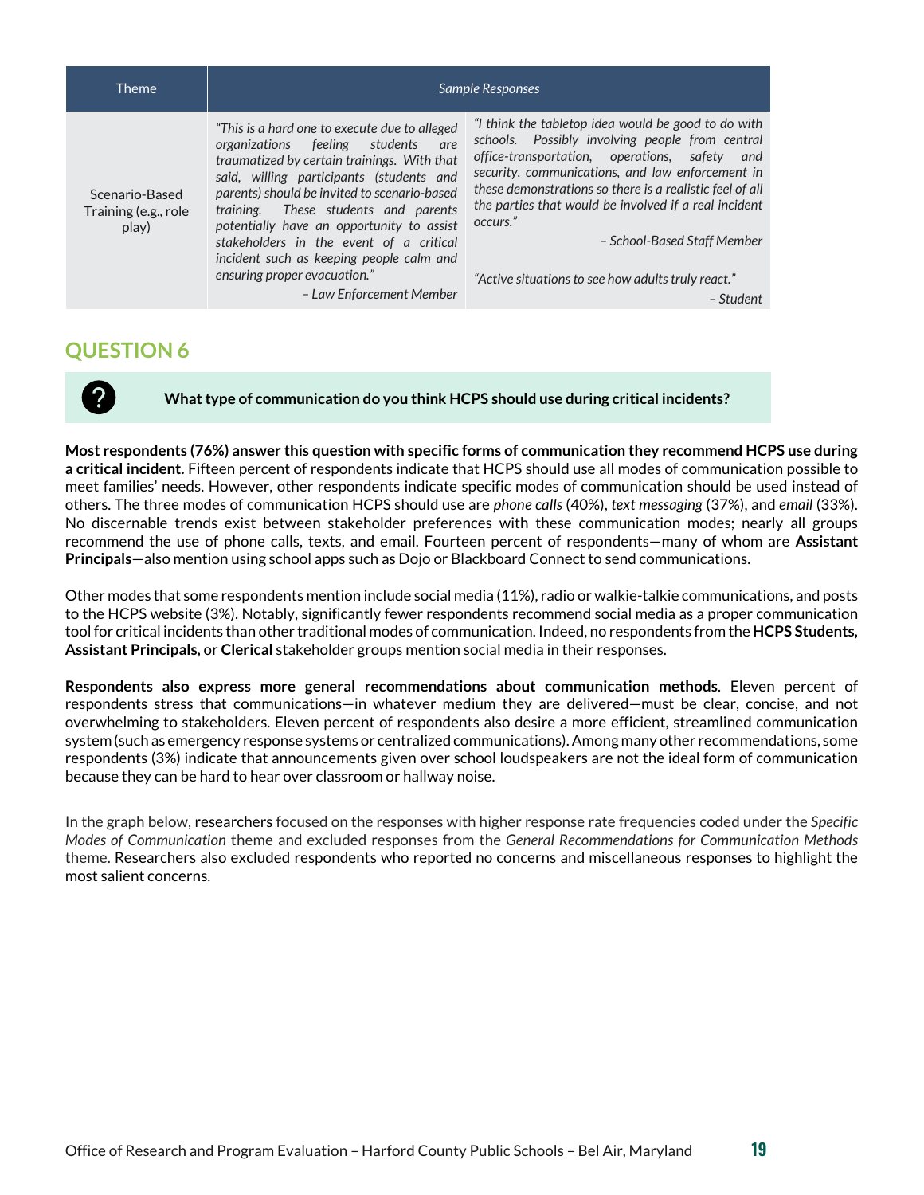| Theme | Sample Responses | |
|---|---|---|
| Scenario-Based Training (e.g., role play) | *"This is a hard one to execute due to alleged organizations feeling students are traumatized by certain trainings. With that said, willing participants (students and parents) should be invited to scenario-based training. These students and parents potentially have an opportunity to assist stakeholders in the event of a critical incident such as keeping people calm and ensuring proper evacuation."* *– Law Enforcement Member* | *"I think the tabletop idea would be good to do with schools. Possibly involving people from central office-transportation, operations, safety and security, communications, and law enforcement in these demonstrations so there is a realistic feel of all the parties that would be involved if a real incident occurs."* *– School-Based Staff Member* *"Active situations to see how adults truly react."* *– Student* |

## QUESTION 6

**What type of communication do you think HCPS should use during critical incidents?**

**Most respondents (76%) answer this question with specific forms of communication they recommend HCPS use during a critical incident.** Fifteen percent of respondents indicate that HCPS should use all modes of communication possible to meet families' needs. However, other respondents indicate specific modes of communication should be used instead of others. The three modes of communication HCPS should use are *phone calls* (40%), *text messaging* (37%), and *email* (33%). No discernable trends exist between stakeholder preferences with these communication modes; nearly all groups recommend the use of phone calls, texts, and email. Fourteen percent of respondents—many of whom are **Assistant Principals**—also mention using school apps such as Dojo or Blackboard Connect to send communications.

Other modes that some respondents mention include social media (11%), radio or walkie-talkie communications, and posts to the HCPS website (3%). Notably, significantly fewer respondents recommend social media as a proper communication tool for critical incidents than other traditional modes of communication. Indeed, no respondents from the **HCPS Students, Assistant Principals,** or **Clerical** stakeholder groups mention social media in their responses.

**Respondents also express more general recommendations about communication methods**. Eleven percent of respondents stress that communications—in whatever medium they are delivered—must be clear, concise, and not overwhelming to stakeholders. Eleven percent of respondents also desire a more efficient, streamlined communication system (such as emergency response systems or centralized communications). Among many other recommendations, some respondents (3%) indicate that announcements given over school loudspeakers are not the ideal form of communication because they can be hard to hear over classroom or hallway noise.

In the graph below, researchers focused on the responses with higher response rate frequencies coded under the *Specific Modes of Communication* theme and excluded responses from the *General Recommendations for Communication Methods* theme. Researchers also excluded respondents who reported no concerns and miscellaneous responses to highlight the most salient concerns.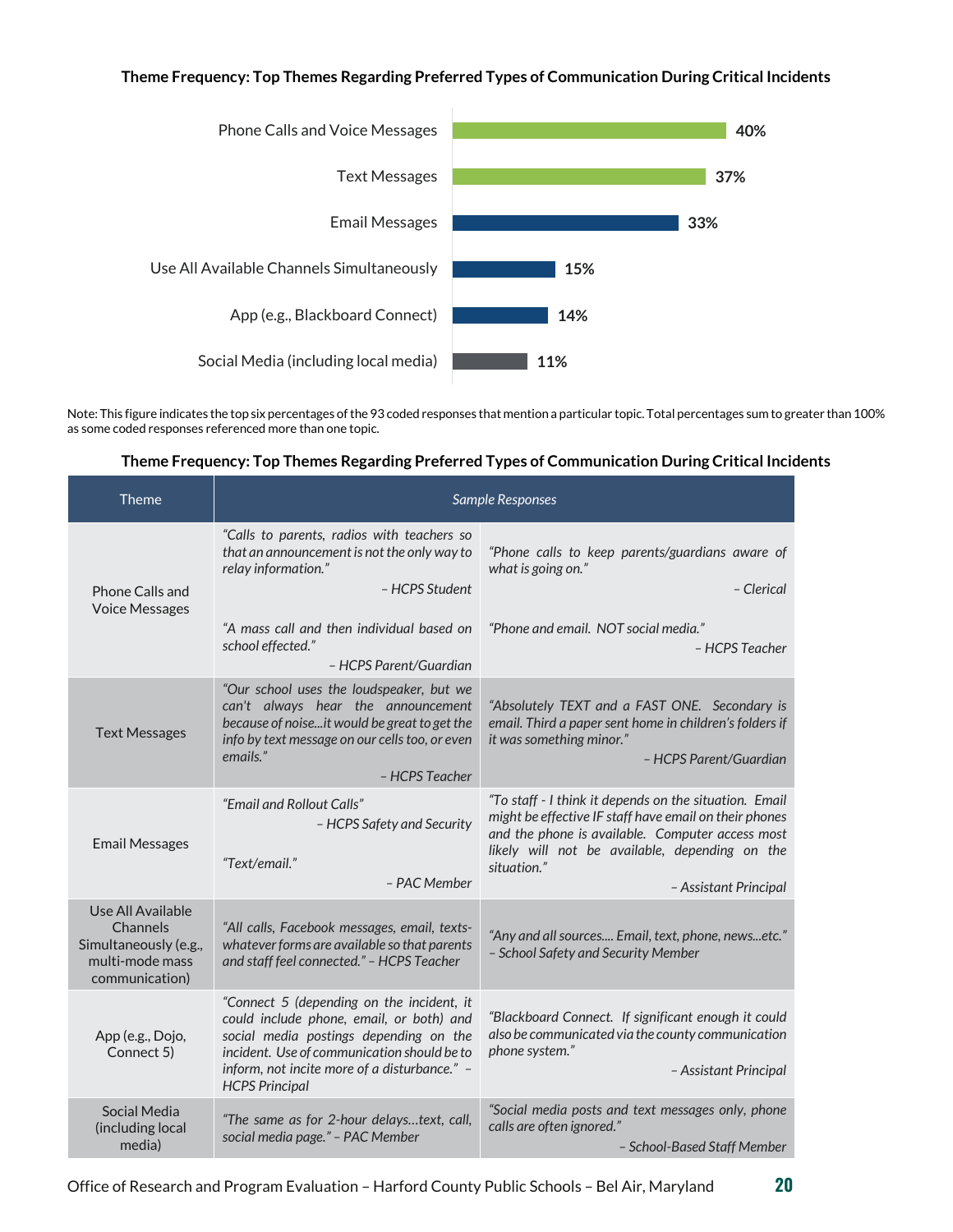**Theme Frequency: Top Themes Regarding Preferred Types of Communication During Critical Incidents**

| Theme | Percentage |
|---|---|
| Phone Calls and Voice Messages | 40% |
| Text Messages | 37% |
| Email Messages | 33% |
| Use All Available Channels Simultaneously | 15% |
| App (e.g., Blackboard Connect) | 14% |
| Social Media (including local media) | 11% |

Note: This figure indicates the top six percentages of the 93 coded responses that mention a particular topic. Total percentages sum to greater than 100% as some coded responses referenced more than one topic.

**Theme Frequency: Top Themes Regarding Preferred Types of Communication During Critical Incidents**

| Theme | *Sample Responses* | |
|---|---|---|
| Phone Calls and Voice Messages | *"Calls to parents, radios with teachers so that an announcement is not the only way to relay information."* *– HCPS Student*<br><br>*"A mass call and then individual based on school effected."* *– HCPS Parent/Guardian* | *"Phone calls to keep parents/guardians aware of what is going on."* *– Clerical*<br><br>*"Phone and email. NOT social media."* *– HCPS Teacher* |
| Text Messages | *"Our school uses the loudspeaker, but we can't always hear the announcement because of noise…it would be great to get the info by text message on our cells too, or even emails."* *– HCPS Teacher* | *"Absolutely TEXT and a FAST ONE. Secondary is email. Third a paper sent home in children's folders if it was something minor."* *– HCPS Parent/Guardian* |
| Email Messages | *"Email and Rollout Calls"* *– HCPS Safety and Security*<br><br>*"Text/email."* *– PAC Member* | *"To staff - I think it depends on the situation. Email might be effective IF staff have email on their phones and the phone is available. Computer access most likely will not be available, depending on the situation."* *– Assistant Principal* |
| Use All Available Channels Simultaneously (e.g., multi-mode mass communication) | *"All calls, Facebook messages, email, texts- whatever forms are available so that parents and staff feel connected." – HCPS Teacher* | *"Any and all sources…. Email, text, phone, news…etc." – School Safety and Security Member* |
| App (e.g., Dojo, Connect 5) | *"Connect 5 (depending on the incident, it could include phone, email, or both) and social media postings depending on the incident. Use of communication should be to inform, not incite more of a disturbance." – HCPS Principal* | *"Blackboard Connect. If significant enough it could also be communicated via the county communication phone system."* *– Assistant Principal* |
| Social Media (including local media) | *"The same as for 2-hour delays…text, call, social media page." – PAC Member* | *"Social media posts and text messages only, phone calls are often ignored."* *– School-Based Staff Member* |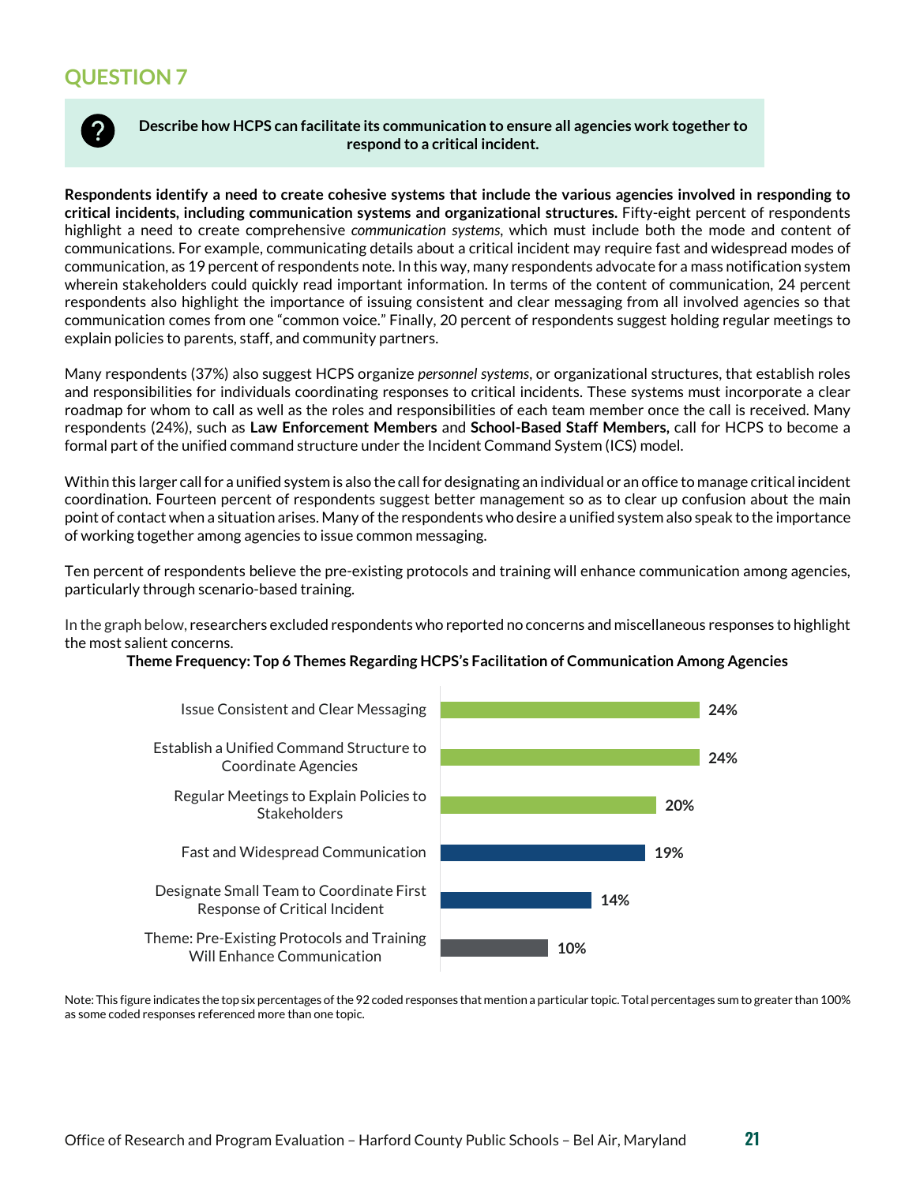## QUESTION 7

**Describe how HCPS can facilitate its communication to ensure all agencies work together to respond to a critical incident.**

**Respondents identify a need to create cohesive systems that include the various agencies involved in responding to critical incidents, including communication systems and organizational structures.** Fifty-eight percent of respondents highlight a need to create comprehensive *communication systems*, which must include both the mode and content of communications. For example, communicating details about a critical incident may require fast and widespread modes of communication, as 19 percent of respondents note. In this way, many respondents advocate for a mass notification system wherein stakeholders could quickly read important information. In terms of the content of communication, 24 percent respondents also highlight the importance of issuing consistent and clear messaging from all involved agencies so that communication comes from one "common voice." Finally, 20 percent of respondents suggest holding regular meetings to explain policies to parents, staff, and community partners.

Many respondents (37%) also suggest HCPS organize *personnel systems*, or organizational structures, that establish roles and responsibilities for individuals coordinating responses to critical incidents. These systems must incorporate a clear roadmap for whom to call as well as the roles and responsibilities of each team member once the call is received. Many respondents (24%), such as **Law Enforcement Members** and **School-Based Staff Members,** call for HCPS to become a formal part of the unified command structure under the Incident Command System (ICS) model.

Within this larger call for a unified system is also the call for designating an individual or an office to manage critical incident coordination. Fourteen percent of respondents suggest better management so as to clear up confusion about the main point of contact when a situation arises. Many of the respondents who desire a unified system also speak to the importance of working together among agencies to issue common messaging.

Ten percent of respondents believe the pre-existing protocols and training will enhance communication among agencies, particularly through scenario-based training.

In the graph below, researchers excluded respondents who reported no concerns and miscellaneous responses to highlight the most salient concerns.

**Theme Frequency: Top 6 Themes Regarding HCPS's Facilitation of Communication Among Agencies**

| Theme | Percentage |
|---|---|
| Issue Consistent and Clear Messaging | 24% |
| Establish a Unified Command Structure to Coordinate Agencies | 24% |
| Regular Meetings to Explain Policies to Stakeholders | 20% |
| Fast and Widespread Communication | 19% |
| Designate Small Team to Coordinate First Response of Critical Incident | 14% |
| Theme: Pre-Existing Protocols and Training Will Enhance Communication | 10% |

Note: This figure indicates the top six percentages of the 92 coded responses that mention a particular topic. Total percentages sum to greater than 100% as some coded responses referenced more than one topic.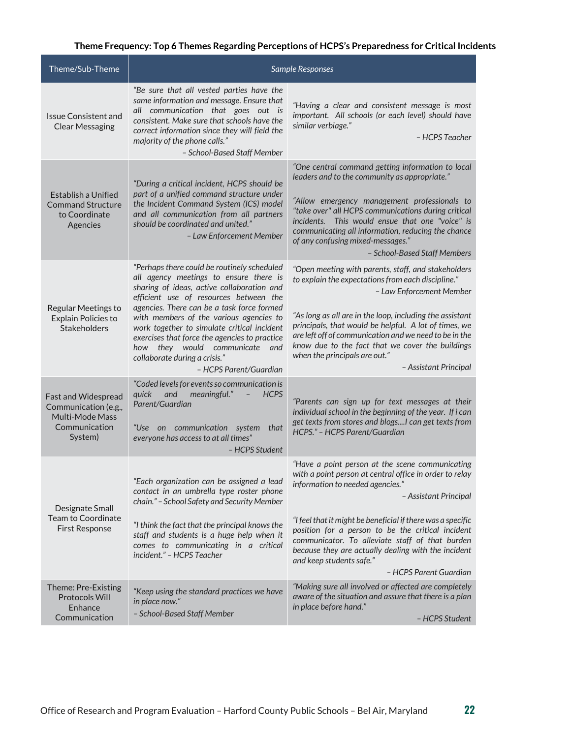**Theme Frequency: Top 6 Themes Regarding Perceptions of HCPS's Preparedness for Critical Incidents**

| Theme/Sub-Theme | *Sample Responses* | |
|---|---|---|
| Issue Consistent and Clear Messaging | *"Be sure that all vested parties have the same information and message. Ensure that all communication that goes out is consistent. Make sure that schools have the correct information since they will field the majority of the phone calls."* *– School-Based Staff Member* | *"Having a clear and consistent message is most important. All schools (or each level) should have similar verbiage."* *– HCPS Teacher* |
| Establish a Unified Command Structure to Coordinate Agencies | *"During a critical incident, HCPS should be part of a unified command structure under the Incident Command System (ICS) model and all communication from all partners should be coordinated and united."* *– Law Enforcement Member* | *"One central command getting information to local leaders and to the community as appropriate."* *"Allow emergency management professionals to "take over" all HCPS communications during critical incidents. This would ensue that one "voice" is communicating all information, reducing the chance of any confusing mixed-messages."* *– School-Based Staff Members* |
| Regular Meetings to Explain Policies to Stakeholders | *"Perhaps there could be routinely scheduled all agency meetings to ensure there is sharing of ideas, active collaboration and efficient use of resources between the agencies. There can be a task force formed with members of the various agencies to work together to simulate critical incident exercises that force the agencies to practice how they would communicate and collaborate during a crisis."* *– HCPS Parent/Guardian* | *"Open meeting with parents, staff, and stakeholders to explain the expectations from each discipline."* *– Law Enforcement Member* *"As long as all are in the loop, including the assistant principals, that would be helpful. A lot of times, we are left off of communication and we need to be in the know due to the fact that we cover the buildings when the principals are out."* *– Assistant Principal* |
| Fast and Widespread Communication (e.g., Multi-Mode Mass Communication System) | *"Coded levels for events so communication is quick and meaningful." – HCPS Parent/Guardian* *"Use on communication system that everyone has access to at all times"* *– HCPS Student* | *"Parents can sign up for text messages at their individual school in the beginning of the year. If i can get texts from stores and blogs....I can get texts from HCPS." – HCPS Parent/Guardian* |
| Designate Small Team to Coordinate First Response | *"Each organization can be assigned a lead contact in an umbrella type roster phone chain." – School Safety and Security Member* *"I think the fact that the principal knows the staff and students is a huge help when it comes to communicating in a critical incident." – HCPS Teacher* | *"Have a point person at the scene communicating with a point person at central office in order to relay information to needed agencies."* *– Assistant Principal* *"I feel that it might be beneficial if there was a specific position for a person to be the critical incident communicator. To alleviate staff of that burden because they are actually dealing with the incident and keep students safe."* *– HCPS Parent Guardian* |
| Theme: Pre-Existing Protocols Will Enhance Communication | *"Keep using the standard practices we have in place now."* *– School-Based Staff Member* | *"Making sure all involved or affected are completely aware of the situation and assure that there is a plan in place before hand."* *– HCPS Student* |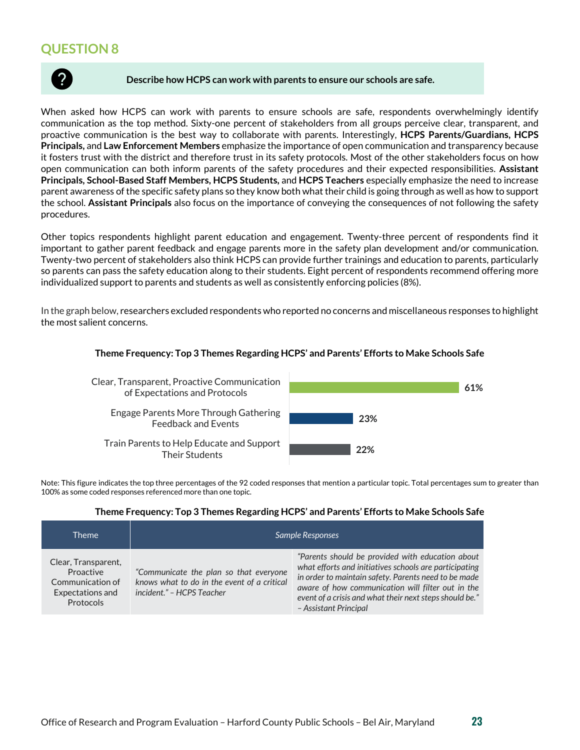## QUESTION 8

**Describe how HCPS can work with parents to ensure our schools are safe.**

When asked how HCPS can work with parents to ensure schools are safe, respondents overwhelmingly identify communication as the top method. Sixty-one percent of stakeholders from all groups perceive clear, transparent, and proactive communication is the best way to collaborate with parents. Interestingly, **HCPS Parents/Guardians, HCPS Principals,** and **Law Enforcement Members** emphasize the importance of open communication and transparency because it fosters trust with the district and therefore trust in its safety protocols. Most of the other stakeholders focus on how open communication can both inform parents of the safety procedures and their expected responsibilities. **Assistant Principals, School-Based Staff Members, HCPS Students,** and **HCPS Teachers** especially emphasize the need to increase parent awareness of the specific safety plans so they know both what their child is going through as well as how to support the school. **Assistant Principals** also focus on the importance of conveying the consequences of not following the safety procedures.

Other topics respondents highlight parent education and engagement. Twenty-three percent of respondents find it important to gather parent feedback and engage parents more in the safety plan development and/or communication. Twenty-two percent of stakeholders also think HCPS can provide further trainings and education to parents, particularly so parents can pass the safety education along to their students. Eight percent of respondents recommend offering more individualized support to parents and students as well as consistently enforcing policies (8%).

In the graph below, researchers excluded respondents who reported no concerns and miscellaneous responses to highlight the most salient concerns.

**Theme Frequency: Top 3 Themes Regarding HCPS' and Parents' Efforts to Make Schools Safe**

| Theme | Percentage |
|---|---|
| Clear, Transparent, Proactive Communication of Expectations and Protocols | 61% |
| Engage Parents More Through Gathering Feedback and Events | 23% |
| Train Parents to Help Educate and Support Their Students | 22% |

Note: This figure indicates the top three percentages of the 92 coded responses that mention a particular topic. Total percentages sum to greater than 100% as some coded responses referenced more than one topic.

**Theme Frequency: Top 3 Themes Regarding HCPS' and Parents' Efforts to Make Schools Safe**

| Theme | *Sample Responses* | |
|---|---|---|
| Clear, Transparent, Proactive Communication of Expectations and Protocols | *"Communicate the plan so that everyone knows what to do in the event of a critical incident." – HCPS Teacher* | *"Parents should be provided with education about what efforts and initiatives schools are participating in order to maintain safety. Parents need to be made aware of how communication will filter out in the event of a crisis and what their next steps should be." – Assistant Principal* |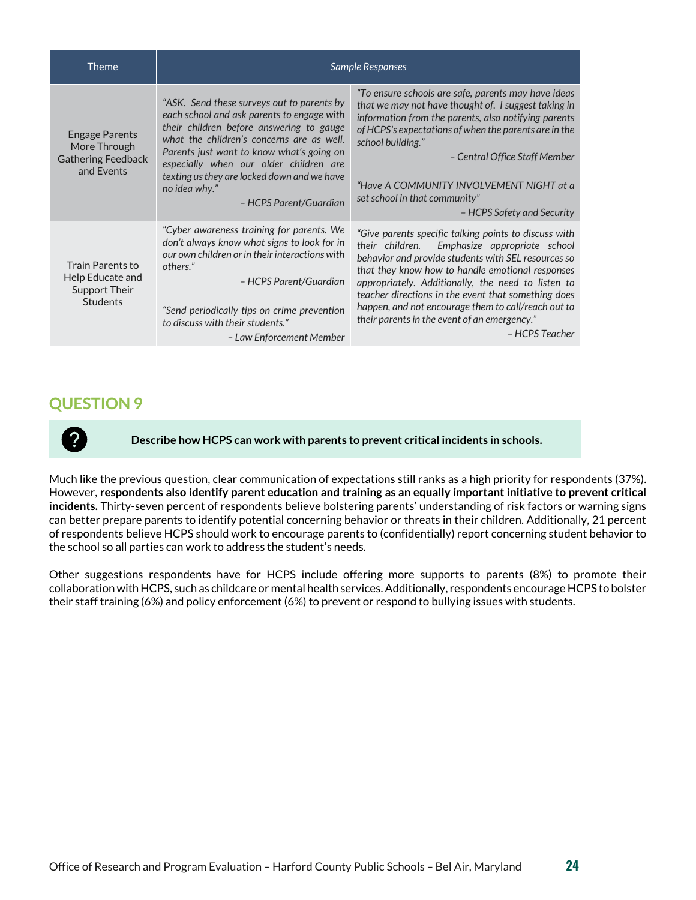| Theme | *Sample Responses* | |
|---|---|---|
| Engage Parents More Through Gathering Feedback and Events | *"ASK. Send these surveys out to parents by each school and ask parents to engage with their children before answering to gauge what the children's concerns are as well. Parents just want to know what's going on especially when our older children are texting us they are locked down and we have no idea why."* <br> *– HCPS Parent/Guardian* | *"To ensure schools are safe, parents may have ideas that we may not have thought of. I suggest taking in information from the parents, also notifying parents of HCPS's expectations of when the parents are in the school building."* <br> *– Central Office Staff Member* <br><br> *"Have A COMMUNITY INVOLVEMENT NIGHT at a set school in that community"* <br> *– HCPS Safety and Security* |
| Train Parents to Help Educate and Support Their Students | *"Cyber awareness training for parents. We don't always know what signs to look for in our own children or in their interactions with others."* <br> *– HCPS Parent/Guardian* <br><br> *"Send periodically tips on crime prevention to discuss with their students."* <br> *– Law Enforcement Member* | *"Give parents specific talking points to discuss with their children. Emphasize appropriate school behavior and provide students with SEL resources so that they know how to handle emotional responses appropriately. Additionally, the need to listen to teacher directions in the event that something does happen, and not encourage them to call/reach out to their parents in the event of an emergency."* <br> *– HCPS Teacher* |

## QUESTION 9

**Describe how HCPS can work with parents to prevent critical incidents in schools.**

Much like the previous question, clear communication of expectations still ranks as a high priority for respondents (37%). However, **respondents also identify parent education and training as an equally important initiative to prevent critical incidents.** Thirty-seven percent of respondents believe bolstering parents' understanding of risk factors or warning signs can better prepare parents to identify potential concerning behavior or threats in their children. Additionally, 21 percent of respondents believe HCPS should work to encourage parents to (confidentially) report concerning student behavior to the school so all parties can work to address the student's needs.

Other suggestions respondents have for HCPS include offering more supports to parents (8%) to promote their collaboration with HCPS, such as childcare or mental health services. Additionally, respondents encourage HCPS to bolster their staff training (6%) and policy enforcement (6%) to prevent or respond to bullying issues with students.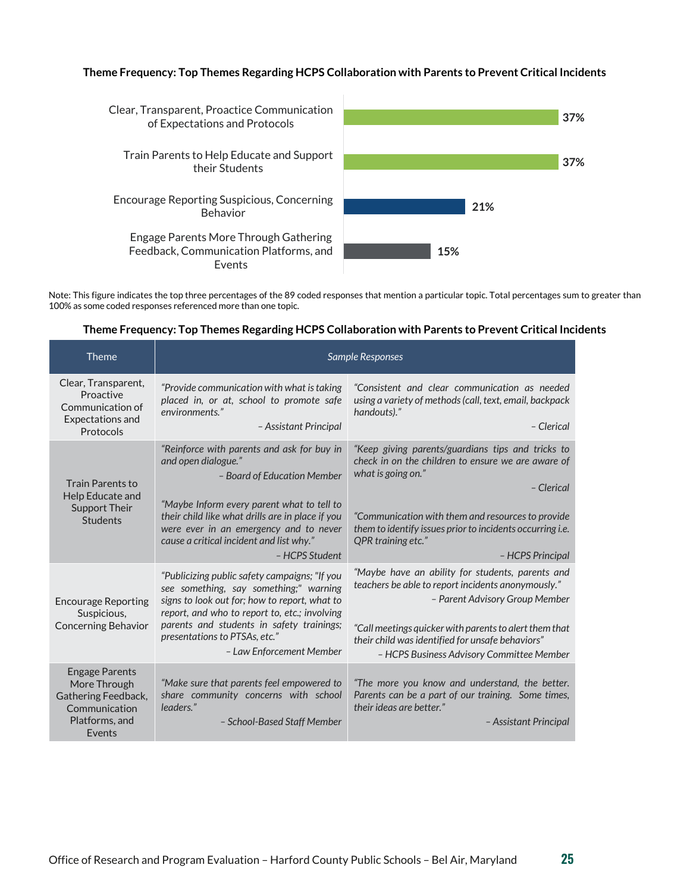**Theme Frequency: Top Themes Regarding HCPS Collaboration with Parents to Prevent Critical Incidents**

| Theme | Percentage |
|---|---|
| Clear, Transparent, Proactice Communication of Expectations and Protocols | 37% |
| Train Parents to Help Educate and Support their Students | 37% |
| Encourage Reporting Suspicious, Concerning Behavior | 21% |
| Engage Parents More Through Gathering Feedback, Communication Platforms, and Events | 15% |

Note: This figure indicates the top three percentages of the 89 coded responses that mention a particular topic. Total percentages sum to greater than 100% as some coded responses referenced more than one topic.

**Theme Frequency: Top Themes Regarding HCPS Collaboration with Parents to Prevent Critical Incidents**

| Theme | *Sample Responses* | |
|---|---|---|
| Clear, Transparent, Proactive Communication of Expectations and Protocols | *"Provide communication with what is taking placed in, or at, school to promote safe environments."* *– Assistant Principal* | *"Consistent and clear communication as needed using a variety of methods (call, text, email, backpack handouts)."* *– Clerical* |
| Train Parents to Help Educate and Support Their Students | *"Reinforce with parents and ask for buy in and open dialogue."* *– Board of Education Member* <br><br> *"Maybe Inform every parent what to tell to their child like what drills are in place if you were ever in an emergency and to never cause a critical incident and list why."* *– HCPS Student* | *"Keep giving parents/guardians tips and tricks to check in on the children to ensure we are aware of what is going on."* *– Clerical* <br><br> *"Communication with them and resources to provide them to identify issues prior to incidents occurring i.e. QPR training etc."* *– HCPS Principal* |
| Encourage Reporting Suspicious, Concerning Behavior | *"Publicizing public safety campaigns; "If you see something, say something;" warning signs to look out for; how to report, what to report, and who to report to, etc.; involving parents and students in safety trainings; presentations to PTSAs, etc."* *– Law Enforcement Member* | *"Maybe have an ability for students, parents and teachers be able to report incidents anonymously."* *– Parent Advisory Group Member* <br><br> *"Call meetings quicker with parents to alert them that their child was identified for unsafe behaviors"* *– HCPS Business Advisory Committee Member* |
| Engage Parents More Through Gathering Feedback, Communication Platforms, and Events | *"Make sure that parents feel empowered to share community concerns with school leaders."* *– School-Based Staff Member* | *"The more you know and understand, the better. Parents can be a part of our training. Some times, their ideas are better."* *– Assistant Principal* |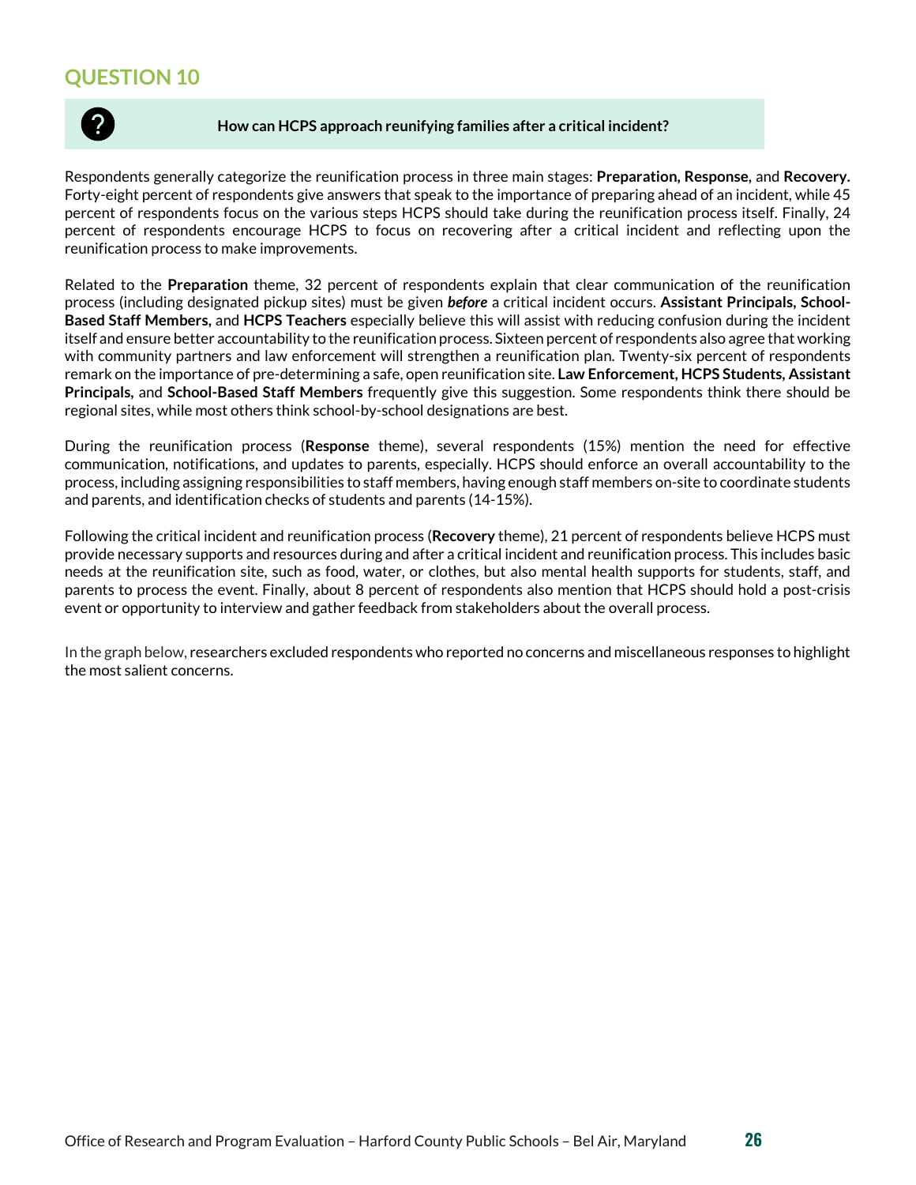## QUESTION 10

**How can HCPS approach reunifying families after a critical incident?**

Respondents generally categorize the reunification process in three main stages: **Preparation, Response,** and **Recovery.** Forty-eight percent of respondents give answers that speak to the importance of preparing ahead of an incident, while 45 percent of respondents focus on the various steps HCPS should take during the reunification process itself. Finally, 24 percent of respondents encourage HCPS to focus on recovering after a critical incident and reflecting upon the reunification process to make improvements.

Related to the **Preparation** theme, 32 percent of respondents explain that clear communication of the reunification process (including designated pickup sites) must be given ***before*** a critical incident occurs. **Assistant Principals, School-Based Staff Members,** and **HCPS Teachers** especially believe this will assist with reducing confusion during the incident itself and ensure better accountability to the reunification process. Sixteen percent of respondents also agree that working with community partners and law enforcement will strengthen a reunification plan. Twenty-six percent of respondents remark on the importance of pre-determining a safe, open reunification site. **Law Enforcement, HCPS Students, Assistant Principals,** and **School-Based Staff Members** frequently give this suggestion. Some respondents think there should be regional sites, while most others think school-by-school designations are best.

During the reunification process (**Response** theme), several respondents (15%) mention the need for effective communication, notifications, and updates to parents, especially. HCPS should enforce an overall accountability to the process, including assigning responsibilities to staff members, having enough staff members on-site to coordinate students and parents, and identification checks of students and parents (14-15%).

Following the critical incident and reunification process (**Recovery** theme), 21 percent of respondents believe HCPS must provide necessary supports and resources during and after a critical incident and reunification process. This includes basic needs at the reunification site, such as food, water, or clothes, but also mental health supports for students, staff, and parents to process the event. Finally, about 8 percent of respondents also mention that HCPS should hold a post-crisis event or opportunity to interview and gather feedback from stakeholders about the overall process.

In the graph below, researchers excluded respondents who reported no concerns and miscellaneous responses to highlight the most salient concerns.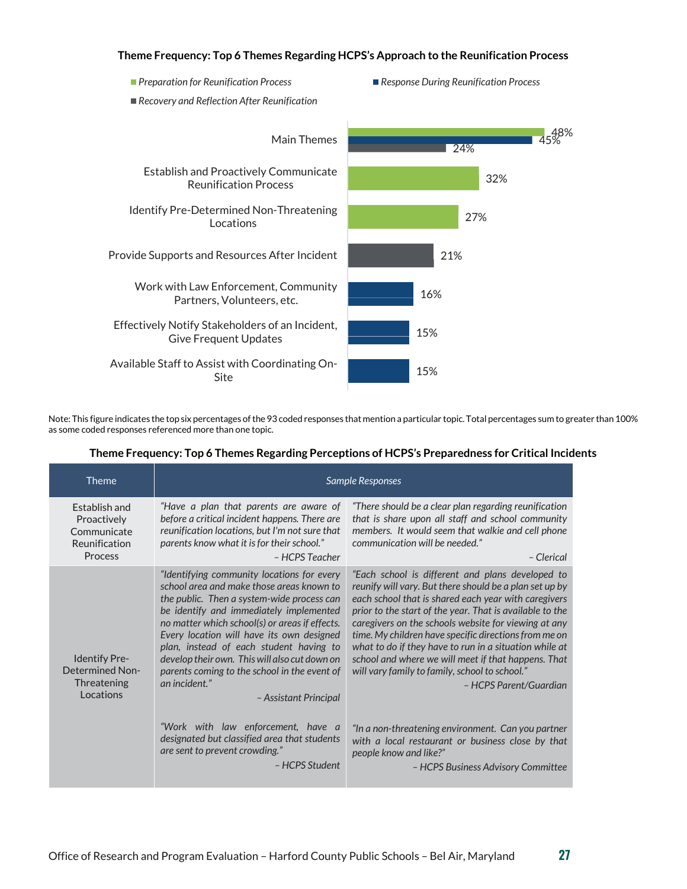**Theme Frequency: Top 6 Themes Regarding HCPS's Approach to the Reunification Process**

| Theme | Category | Percentage |
|---|---|---|
| Main Themes | Preparation for Reunification Process | 48% |
| Main Themes | Response During Reunification Process | 45% |
| Main Themes | Recovery and Reflection After Reunification | 24% |
| Establish and Proactively Communicate Reunification Process | Preparation for Reunification Process | 32% |
| Identify Pre-Determined Non-Threatening Locations | Preparation for Reunification Process | 27% |
| Provide Supports and Resources After Incident | Recovery and Reflection After Reunification | 21% |
| Work with Law Enforcement, Community Partners, Volunteers, etc. | Response During Reunification Process | 16% |
| Effectively Notify Stakeholders of an Incident, Give Frequent Updates | Response During Reunification Process | 15% |
| Available Staff to Assist with Coordinating On-Site | Response During Reunification Process | 15% |

Note: This figure indicates the top six percentages of the 93 coded responses that mention a particular topic. Total percentages sum to greater than 100% as some coded responses referenced more than one topic.

**Theme Frequency: Top 6 Themes Regarding Perceptions of HCPS's Preparedness for Critical Incidents**

| Theme | *Sample Responses* | |
|---|---|---|
| Establish and Proactively Communicate Reunification Process | *"Have a plan that parents are aware of before a critical incident happens. There are reunification locations, but I'm not sure that parents know what it is for their school."* *– HCPS Teacher* | *"There should be a clear plan regarding reunification that is share upon all staff and school community members. It would seem that walkie and cell phone communication will be needed."* *– Clerical* |
| Identify Pre-Determined Non-Threatening Locations | *"Identifying community locations for every school area and make those areas known to the public. Then a system-wide process can be identify and immediately implemented no matter which school(s) or areas if effects. Every location will have its own designed plan, instead of each student having to develop their own. This will also cut down on parents coming to the school in the event of an incident."* *– Assistant Principal* | *"Each school is different and plans developed to reunify will vary. But there should be a plan set up by each school that is shared each year with caregivers prior to the start of the year. That is available to the caregivers on the schools website for viewing at any time. My children have specific directions from me on what to do if they have to run in a situation while at school and where we will meet if that happens. That will vary family to family, school to school."* *– HCPS Parent/Guardian* |
| | *"Work with law enforcement, have a designated but classified area that students are sent to prevent crowding."* *– HCPS Student* | *"In a non-threatening environment. Can you partner with a local restaurant or business close by that people know and like?"* *– HCPS Business Advisory Committee* |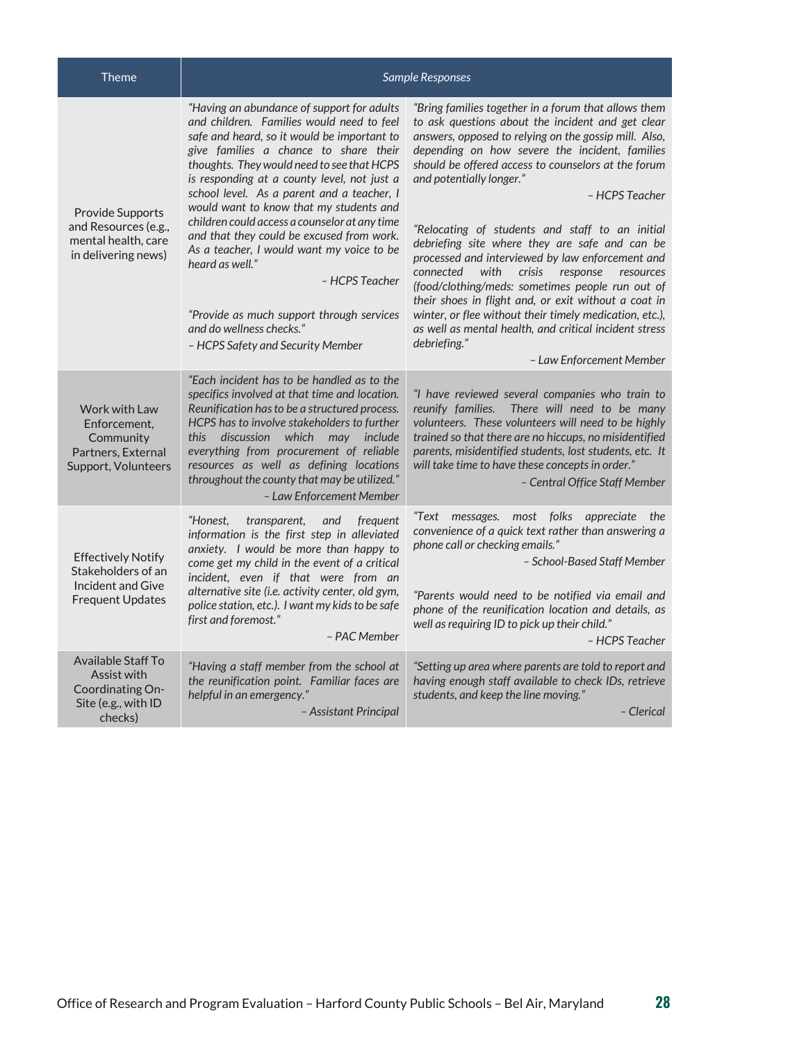| Theme | *Sample Responses* | |
|---|---|---|
| Provide Supports and Resources (e.g., mental health, care in delivering news) | *"Having an abundance of support for adults and children. Families would need to feel safe and heard, so it would be important to give families a chance to share their thoughts. They would need to see that HCPS is responding at a county level, not just a school level. As a parent and a teacher, I would want to know that my students and children could access a counselor at any time and that they could be excused from work. As a teacher, I would want my voice to be heard as well."* <br> *– HCPS Teacher* <br><br> *"Provide as much support through services and do wellness checks."* <br> *– HCPS Safety and Security Member* | *"Bring families together in a forum that allows them to ask questions about the incident and get clear answers, opposed to relying on the gossip mill. Also, depending on how severe the incident, families should be offered access to counselors at the forum and potentially longer."* <br> *– HCPS Teacher* <br><br> *"Relocating of students and staff to an initial debriefing site where they are safe and can be processed and interviewed by law enforcement and connected with crisis response resources (food/clothing/meds: sometimes people run out of their shoes in flight and, or exit without a coat in winter, or flee without their timely medication, etc.), as well as mental health, and critical incident stress debriefing."* <br> *– Law Enforcement Member* |
| Work with Law Enforcement, Community Partners, External Support, Volunteers | *"Each incident has to be handled as to the specifics involved at that time and location. Reunification has to be a structured process. HCPS has to involve stakeholders to further this discussion which may include everything from procurement of reliable resources as well as defining locations throughout the county that may be utilized."* <br> *– Law Enforcement Member* | *"I have reviewed several companies who train to reunify families. There will need to be many volunteers. These volunteers will need to be highly trained so that there are no hiccups, no misidentified parents, misidentified students, lost students, etc. It will take time to have these concepts in order."* <br> *– Central Office Staff Member* |
| Effectively Notify Stakeholders of an Incident and Give Frequent Updates | *"Honest, transparent, and frequent information is the first step in alleviated anxiety. I would be more than happy to come get my child in the event of a critical incident, even if that were from an alternative site (i.e. activity center, old gym, police station, etc.). I want my kids to be safe first and foremost."* <br> *– PAC Member* | *"Text messages. most folks appreciate the convenience of a quick text rather than answering a phone call or checking emails."* <br> *– School-Based Staff Member* <br><br> *"Parents would need to be notified via email and phone of the reunification location and details, as well as requiring ID to pick up their child."* <br> *– HCPS Teacher* |
| Available Staff To Assist with Coordinating On-Site (e.g., with ID checks) | *"Having a staff member from the school at the reunification point. Familiar faces are helpful in an emergency."* <br> *– Assistant Principal* | *"Setting up area where parents are told to report and having enough staff available to check IDs, retrieve students, and keep the line moving."* <br> *– Clerical* |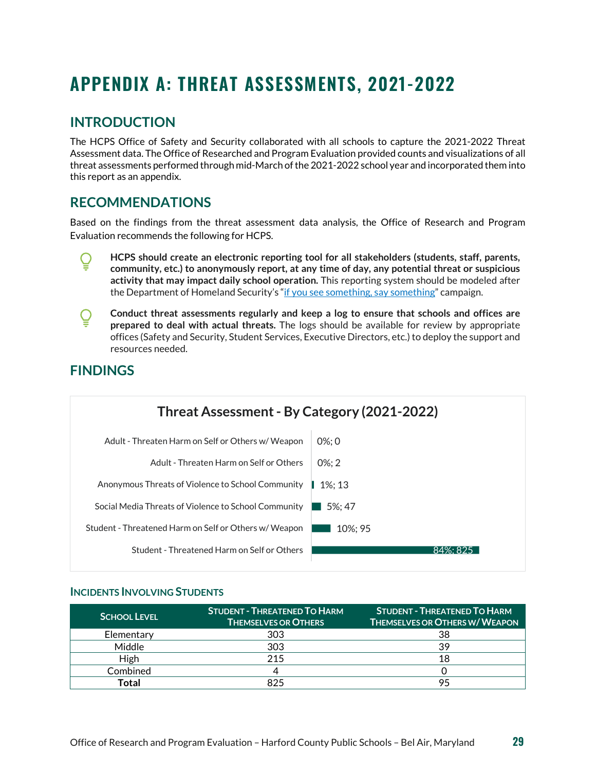# APPENDIX A: THREAT ASSESSMENTS, 2021-2022

## INTRODUCTION

The HCPS Office of Safety and Security collaborated with all schools to capture the 2021-2022 Threat Assessment data. The Office of Researched and Program Evaluation provided counts and visualizations of all threat assessments performed through mid-March of the 2021-2022 school year and incorporated them into this report as an appendix.

## RECOMMENDATIONS

Based on the findings from the threat assessment data analysis, the Office of Research and Program Evaluation recommends the following for HCPS.

- **HCPS should create an electronic reporting tool for all stakeholders (students, staff, parents, community, etc.) to anonymously report, at any time of day, any potential threat or suspicious activity that may impact daily school operation.** This reporting system should be modeled after the Department of Homeland Security's "if you see something, say something" campaign.

- **Conduct threat assessments regularly and keep a log to ensure that schools and offices are prepared to deal with actual threats.** The logs should be available for review by appropriate offices (Safety and Security, Student Services, Executive Directors, etc.) to deploy the support and resources needed.

## FINDINGS

**Threat Assessment - By Category (2021-2022)**

| Category | Percent; Count |
|---|---|
| Adult - Threaten Harm on Self or Others w/ Weapon | 0%; 0 |
| Adult - Threaten Harm on Self or Others | 0%; 2 |
| Anonymous Threats of Violence to School Community | 1%; 13 |
| Social Media Threats of Violence to School Community | 5%; 47 |
| Student - Threatened Harm on Self or Others w/ Weapon | 10%; 95 |
| Student - Threatened Harm on Self or Others | 84%; 825 |

### INCIDENTS INVOLVING STUDENTS

| School Level | Student - Threatened To Harm Themselves or Others | Student - Threatened To Harm Themselves or Others w/ Weapon |
|---|---|---|
| Elementary | 303 | 38 |
| Middle | 303 | 39 |
| High | 215 | 18 |
| Combined | 4 | 0 |
| **Total** | 825 | 95 |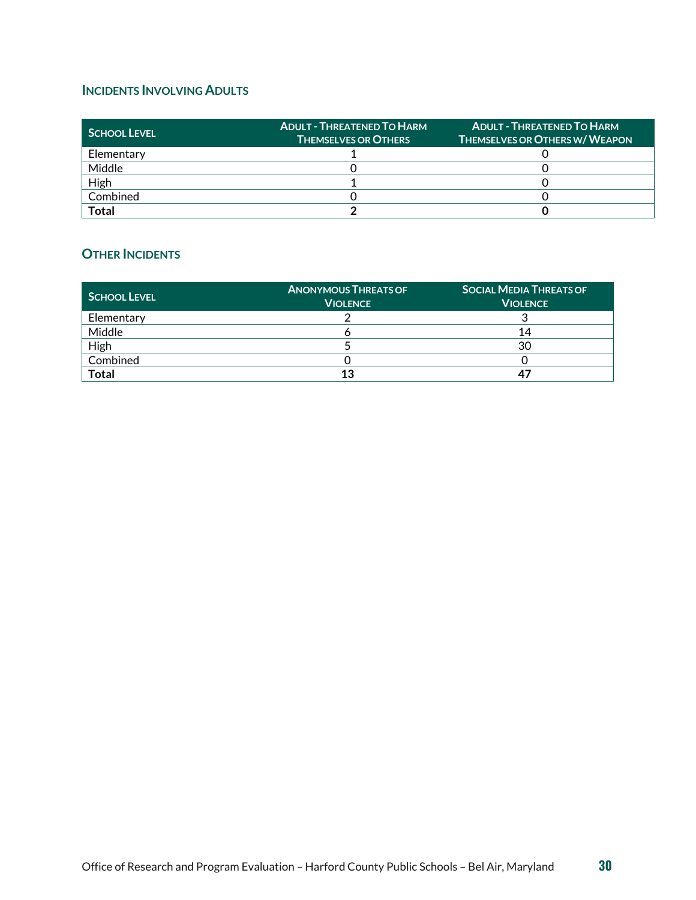### Incidents Involving Adults

| School Level | Adult - Threatened To Harm Themselves or Others | Adult - Threatened To Harm Themselves or Others w/ Weapon |
|---|---|---|
| Elementary | 1 | 0 |
| Middle | 0 | 0 |
| High | 1 | 0 |
| Combined | 0 | 0 |
| **Total** | **2** | **0** |

### Other Incidents

| School Level | Anonymous Threats of Violence | Social Media Threats of Violence |
|---|---|---|
| Elementary | 2 | 3 |
| Middle | 6 | 14 |
| High | 5 | 30 |
| Combined | 0 | 0 |
| **Total** | **13** | **47** |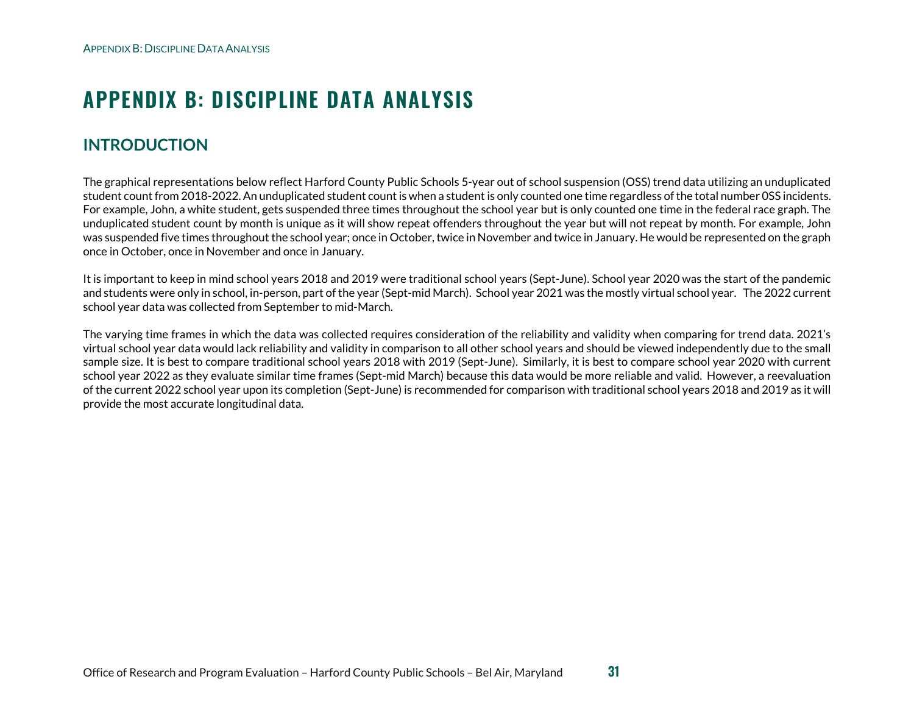# APPENDIX B: DISCIPLINE DATA ANALYSIS

## INTRODUCTION

The graphical representations below reflect Harford County Public Schools 5-year out of school suspension (OSS) trend data utilizing an unduplicated student count from 2018-2022. An unduplicated student count is when a student is only counted one time regardless of the total number 0SS incidents. For example, John, a white student, gets suspended three times throughout the school year but is only counted one time in the federal race graph. The unduplicated student count by month is unique as it will show repeat offenders throughout the year but will not repeat by month. For example, John was suspended five times throughout the school year; once in October, twice in November and twice in January. He would be represented on the graph once in October, once in November and once in January.

It is important to keep in mind school years 2018 and 2019 were traditional school years (Sept-June). School year 2020 was the start of the pandemic and students were only in school, in-person, part of the year (Sept-mid March). School year 2021 was the mostly virtual school year. The 2022 current school year data was collected from September to mid-March.

The varying time frames in which the data was collected requires consideration of the reliability and validity when comparing for trend data. 2021's virtual school year data would lack reliability and validity in comparison to all other school years and should be viewed independently due to the small sample size. It is best to compare traditional school years 2018 with 2019 (Sept-June). Similarly, it is best to compare school year 2020 with current school year 2022 as they evaluate similar time frames (Sept-mid March) because this data would be more reliable and valid. However, a reevaluation of the current 2022 school year upon its completion (Sept-June) is recommended for comparison with traditional school years 2018 and 2019 as it will provide the most accurate longitudinal data.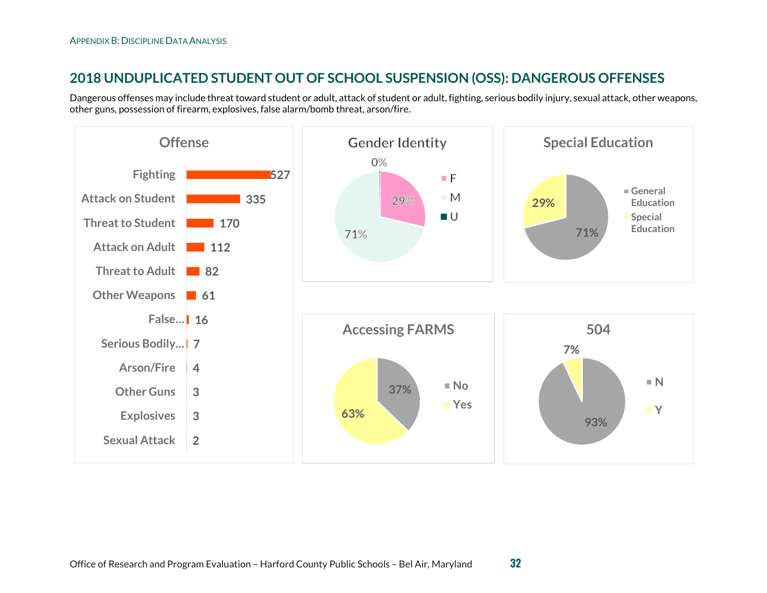## 2018 UNDUPLICATED STUDENT OUT OF SCHOOL SUSPENSION (OSS): DANGEROUS OFFENSES

Dangerous offenses may include threat toward student or adult, attack of student or adult, fighting, serious bodily injury, sexual attack, other weapons, other guns, possession of firearm, explosives, false alarm/bomb threat, arson/fire.

### Offense

| Offense | Count |
|---|---|
| Fighting | 527 |
| Attack on Student | 335 |
| Threat to Student | 170 |
| Attack on Adult | 112 |
| Threat to Adult | 82 |
| Other Weapons | 61 |
| False... | 16 |
| Serious Bodily... | 7 |
| Arson/Fire | 4 |
| Other Guns | 3 |
| Explosives | 3 |
| Sexual Attack | 2 |

### Gender Identity

| Gender | Percent |
|---|---|
| F | 29% |
| M | 71% |
| U | 0% |

### Special Education

| Category | Percent |
|---|---|
| General Education | 71% |
| Special Education | 29% |

### Accessing FARMS

| Category | Percent |
|---|---|
| No | 37% |
| Yes | 63% |

### 504

| Category | Percent |
|---|---|
| N | 93% |
| Y | 7% |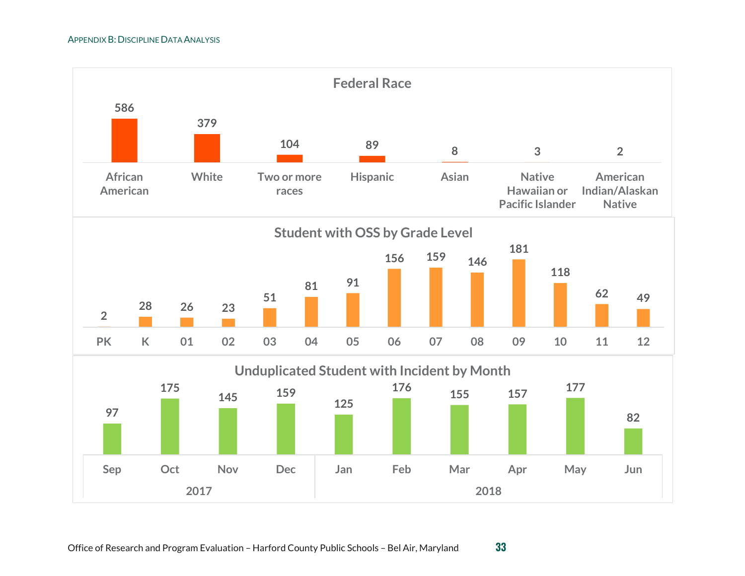### Federal Race

| African American | White | Two or more races | Hispanic | Asian | Native Hawaiian or Pacific Islander | American Indian/Alaskan Native |
|---|---|---|---|---|---|---|
| 586 | 379 | 104 | 89 | 8 | 3 | 2 |

### Student with OSS by Grade Level

| PK | K | 01 | 02 | 03 | 04 | 05 | 06 | 07 | 08 | 09 | 10 | 11 | 12 |
|---|---|---|---|---|---|---|---|---|---|---|---|---|---|
| 2 | 28 | 26 | 23 | 51 | 81 | 91 | 156 | 159 | 146 | 181 | 118 | 62 | 49 |

### Unduplicated Student with Incident by Month

| 2017 | | | | 2018 | | | | | |
|---|---|---|---|---|---|---|---|---|---|
| Sep | Oct | Nov | Dec | Jan | Feb | Mar | Apr | May | Jun |
| 97 | 175 | 145 | 159 | 125 | 176 | 155 | 157 | 177 | 82 |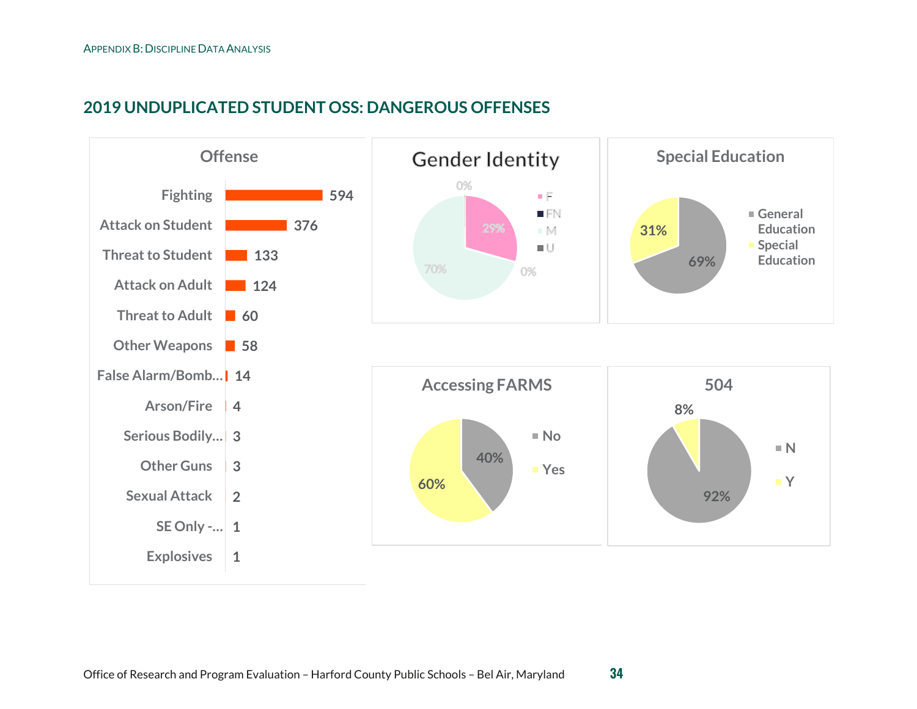## 2019 UNDUPLICATED STUDENT OSS: DANGEROUS OFFENSES

### Offense

| Offense | Count |
|---|---|
| Fighting | 594 |
| Attack on Student | 376 |
| Threat to Student | 133 |
| Attack on Adult | 124 |
| Threat to Adult | 60 |
| Other Weapons | 58 |
| False Alarm/Bomb… | 14 |
| Arson/Fire | 4 |
| Serious Bodily… | 3 |
| Other Guns | 3 |
| Sexual Attack | 2 |
| SE Only -… | 1 |
| Explosives | 1 |

### Gender Identity

| Gender Identity | Percent |
|---|---|
| F | 29% |
| FN | 0% |
| M | 70% |
| U | 0% |

### Special Education

| Status | Percent |
|---|---|
| General Education | 69% |
| Special Education | 31% |

### Accessing FARMS

| Accessing FARMS | Percent |
|---|---|
| No | 40% |
| Yes | 60% |

### 504

| 504 | Percent |
|---|---|
| N | 92% |
| Y | 8% |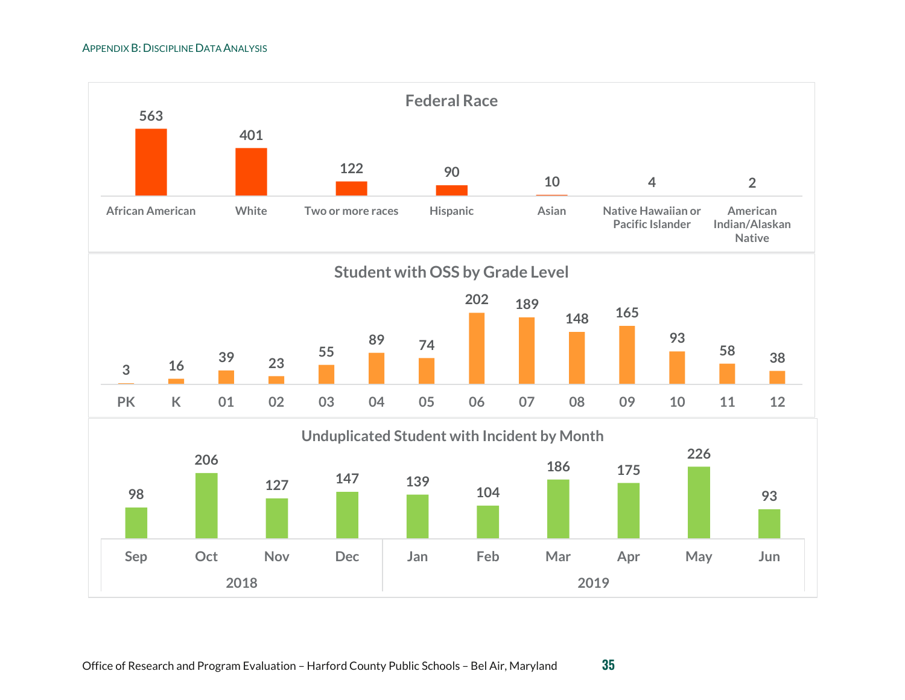## Federal Race

| African American | White | Two or more races | Hispanic | Asian | Native Hawaiian or Pacific Islander | American Indian/Alaskan Native |
|---|---|---|---|---|---|---|
| 563 | 401 | 122 | 90 | 10 | 4 | 2 |

## Student with OSS by Grade Level

| PK | K | 01 | 02 | 03 | 04 | 05 | 06 | 07 | 08 | 09 | 10 | 11 | 12 |
|---|---|---|---|---|---|---|---|---|---|---|---|---|---|
| 3 | 16 | 39 | 23 | 55 | 89 | 74 | 202 | 189 | 148 | 165 | 93 | 58 | 38 |

## Unduplicated Student with Incident by Month

| 2018 | | | | 2019 | | | | | |
|---|---|---|---|---|---|---|---|---|---|
| Sep | Oct | Nov | Dec | Jan | Feb | Mar | Apr | May | Jun |
| 98 | 206 | 127 | 147 | 139 | 104 | 186 | 175 | 226 | 93 |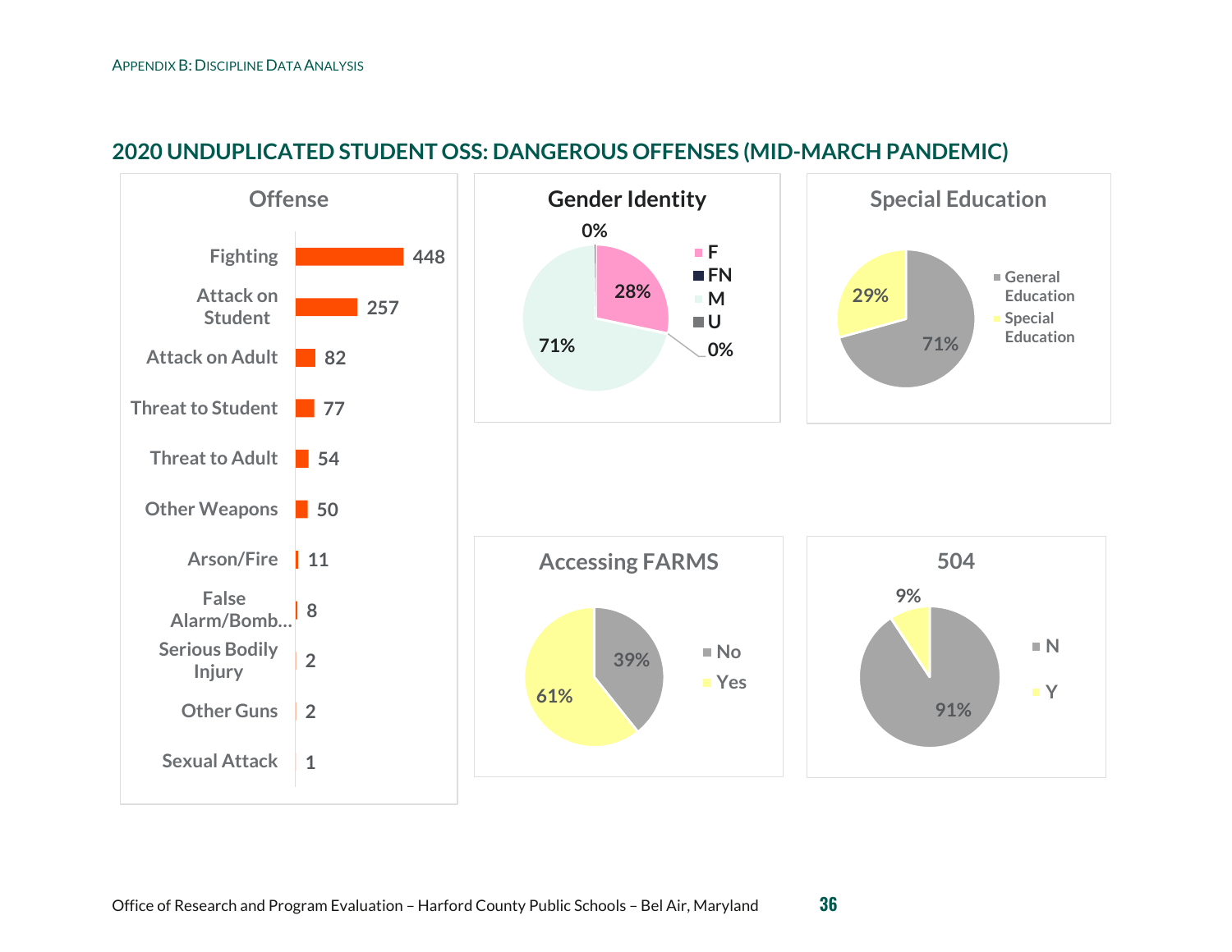## 2020 UNDUPLICATED STUDENT OSS: DANGEROUS OFFENSES (MID-MARCH PANDEMIC)

### Offense

| Offense | Count |
|---|---|
| Fighting | 448 |
| Attack on Student | 257 |
| Attack on Adult | 82 |
| Threat to Student | 77 |
| Threat to Adult | 54 |
| Other Weapons | 50 |
| Arson/Fire | 11 |
| False Alarm/Bomb... | 8 |
| Serious Bodily Injury | 2 |
| Other Guns | 2 |
| Sexual Attack | 1 |

### Gender Identity

| Gender | Percent |
|---|---|
| F | 28% |
| FN | 0% |
| M | 71% |
| U | 0% |

### Special Education

| Category | Percent |
|---|---|
| General Education | 71% |
| Special Education | 29% |

### Accessing FARMS

| Category | Percent |
|---|---|
| No | 39% |
| Yes | 61% |

### 504

| Category | Percent |
|---|---|
| N | 91% |
| Y | 9% |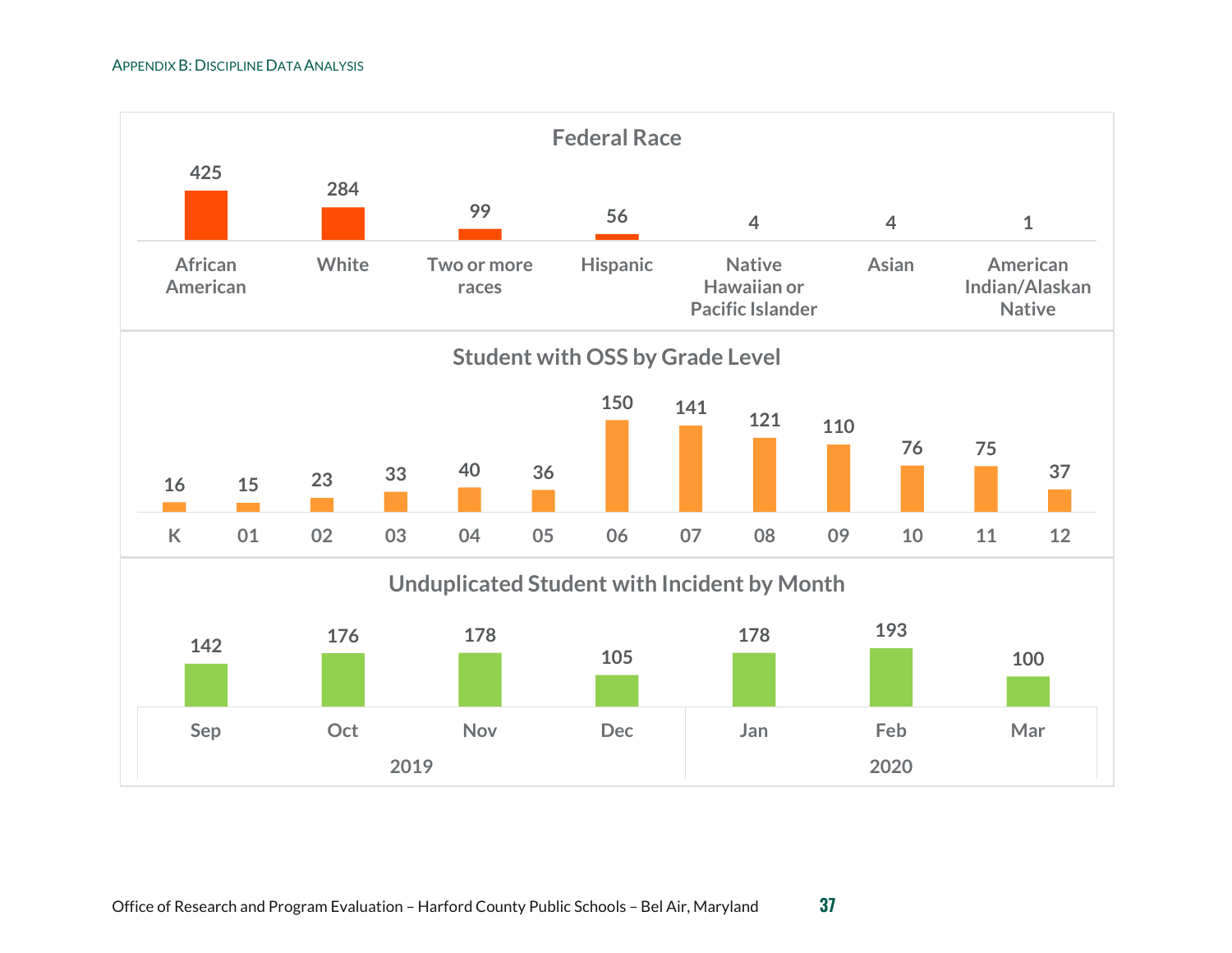### Federal Race

| African American | White | Two or more races | Hispanic | Native Hawaiian or Pacific Islander | Asian | American Indian/Alaskan Native |
|---|---|---|---|---|---|---|
| 425 | 284 | 99 | 56 | 4 | 4 | 1 |

### Student with OSS by Grade Level

| K | 01 | 02 | 03 | 04 | 05 | 06 | 07 | 08 | 09 | 10 | 11 | 12 |
|---|---|---|---|---|---|---|---|---|---|---|---|---|
| 16 | 15 | 23 | 33 | 40 | 36 | 150 | 141 | 121 | 110 | 76 | 75 | 37 |

### Unduplicated Student with Incident by Month

| 2019 | | | | 2020 | | |
|---|---|---|---|---|---|---|
| Sep | Oct | Nov | Dec | Jan | Feb | Mar |
| 142 | 176 | 178 | 105 | 178 | 193 | 100 |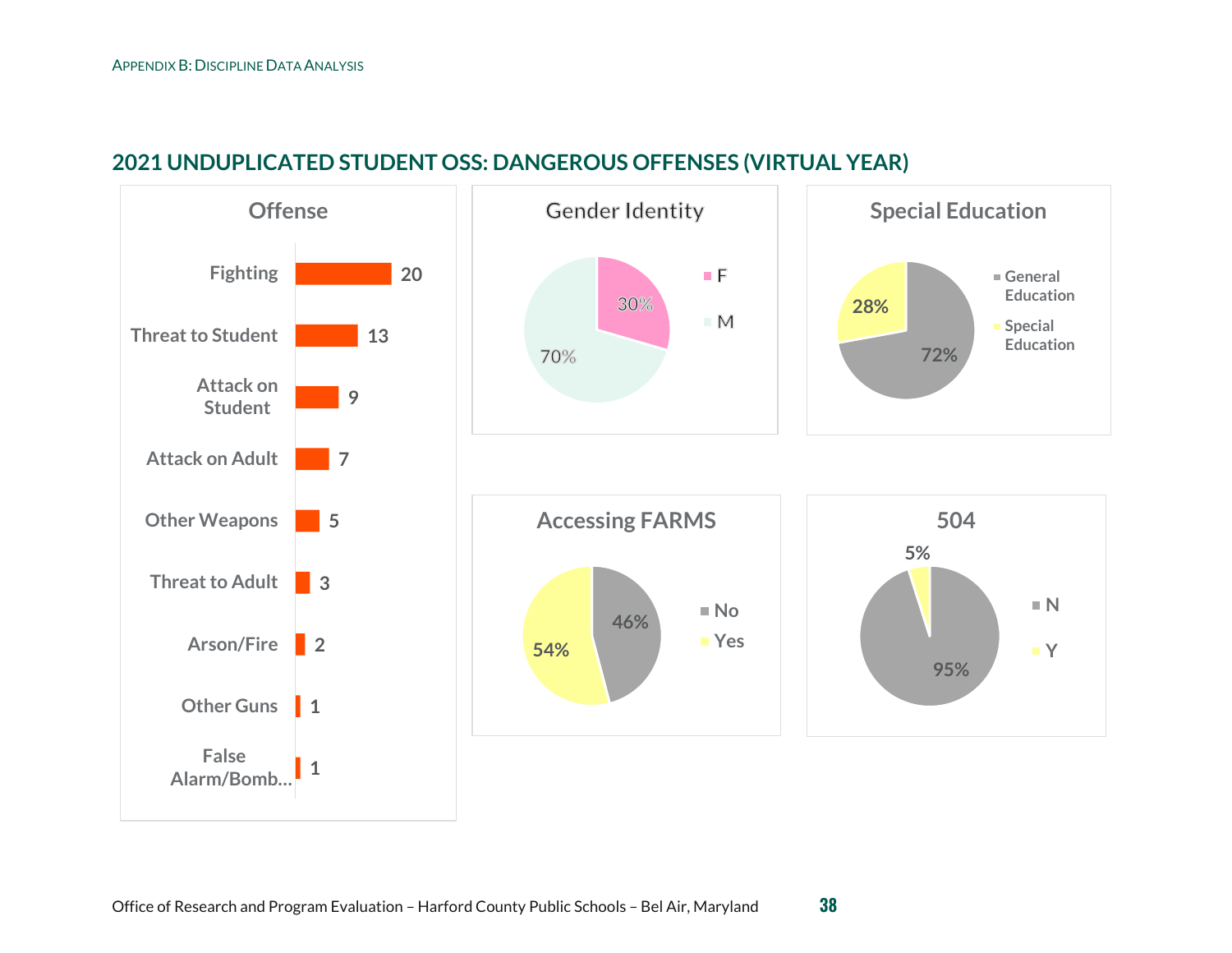## 2021 UNDUPLICATED STUDENT OSS: DANGEROUS OFFENSES (VIRTUAL YEAR)

**Offense**

| Offense | Count |
|---|---|
| Fighting | 20 |
| Threat to Student | 13 |
| Attack on Student | 9 |
| Attack on Adult | 7 |
| Other Weapons | 5 |
| Threat to Adult | 3 |
| Arson/Fire | 2 |
| Other Guns | 1 |
| False Alarm/Bomb... | 1 |

**Gender Identity**

| Gender | Percent |
|---|---|
| F | 30% |
| M | 70% |

**Special Education**

| Category | Percent |
|---|---|
| General Education | 72% |
| Special Education | 28% |

**Accessing FARMS**

| Category | Percent |
|---|---|
| No | 46% |
| Yes | 54% |

**504**

| Category | Percent |
|---|---|
| N | 95% |
| Y | 5% |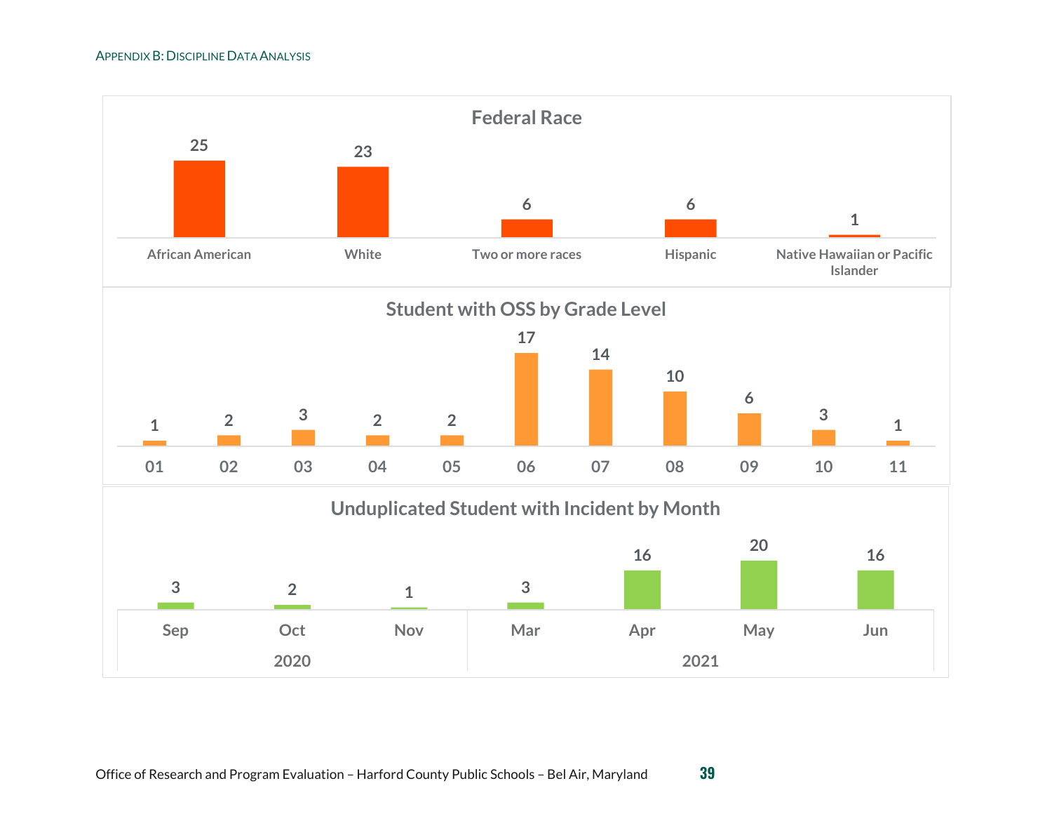### Federal Race

| African American | White | Two or more races | Hispanic | Native Hawaiian or Pacific Islander |
|---|---|---|---|---|
| 25 | 23 | 6 | 6 | 1 |

### Student with OSS by Grade Level

| 01 | 02 | 03 | 04 | 05 | 06 | 07 | 08 | 09 | 10 | 11 |
|---|---|---|---|---|---|---|---|---|---|---|
| 1 | 2 | 3 | 2 | 2 | 17 | 14 | 10 | 6 | 3 | 1 |

### Unduplicated Student with Incident by Month

| 2020 | | | 2021 | | | |
|---|---|---|---|---|---|---|
| Sep | Oct | Nov | Mar | Apr | May | Jun |
| 3 | 2 | 1 | 3 | 16 | 20 | 16 |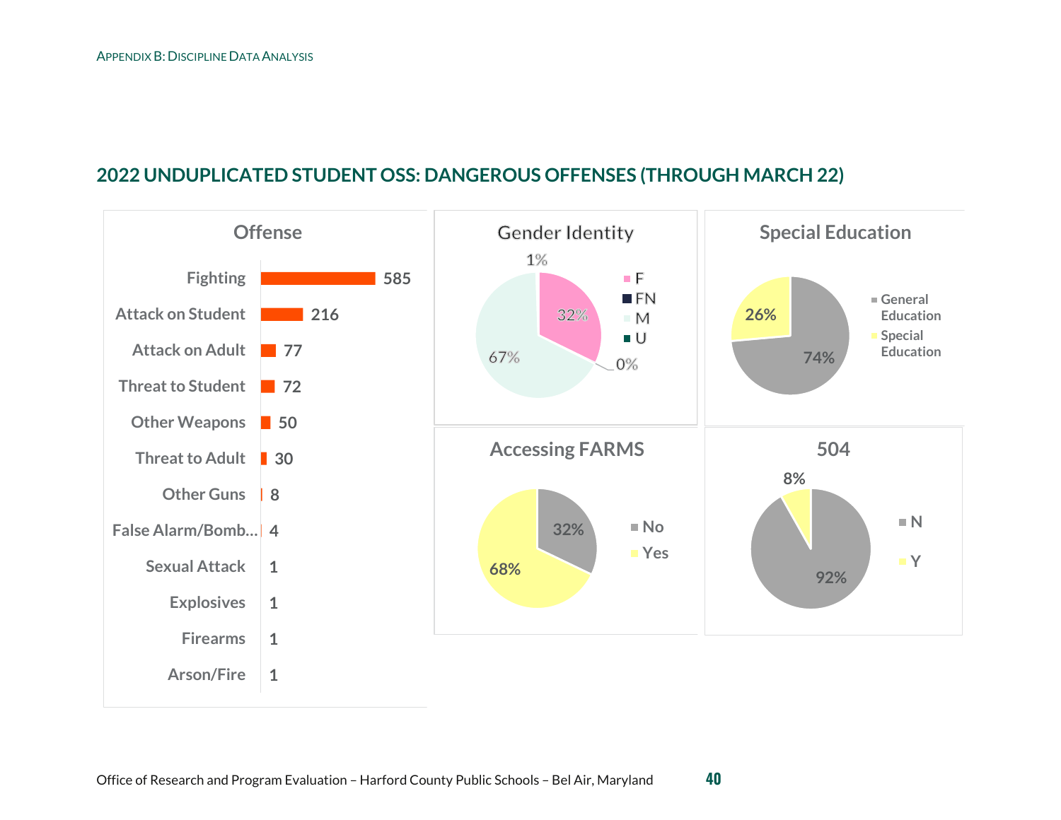## 2022 UNDUPLICATED STUDENT OSS: DANGEROUS OFFENSES (THROUGH MARCH 22)

### Offense

| Offense | Count |
|---|---|
| Fighting | 585 |
| Attack on Student | 216 |
| Attack on Adult | 77 |
| Threat to Student | 72 |
| Other Weapons | 50 |
| Threat to Adult | 30 |
| Other Guns | 8 |
| False Alarm/Bomb... | 4 |
| Sexual Attack | 1 |
| Explosives | 1 |
| Firearms | 1 |
| Arson/Fire | 1 |

### Gender Identity

| Gender Identity | Percent |
|---|---|
| F | 32% |
| FN | 1% |
| M | 67% |
| U | 0% |

### Special Education

| Category | Percent |
|---|---|
| General Education | 74% |
| Special Education | 26% |

### Accessing FARMS

| Category | Percent |
|---|---|
| No | 32% |
| Yes | 68% |

### 504

| Category | Percent |
|---|---|
| N | 92% |
| Y | 8% |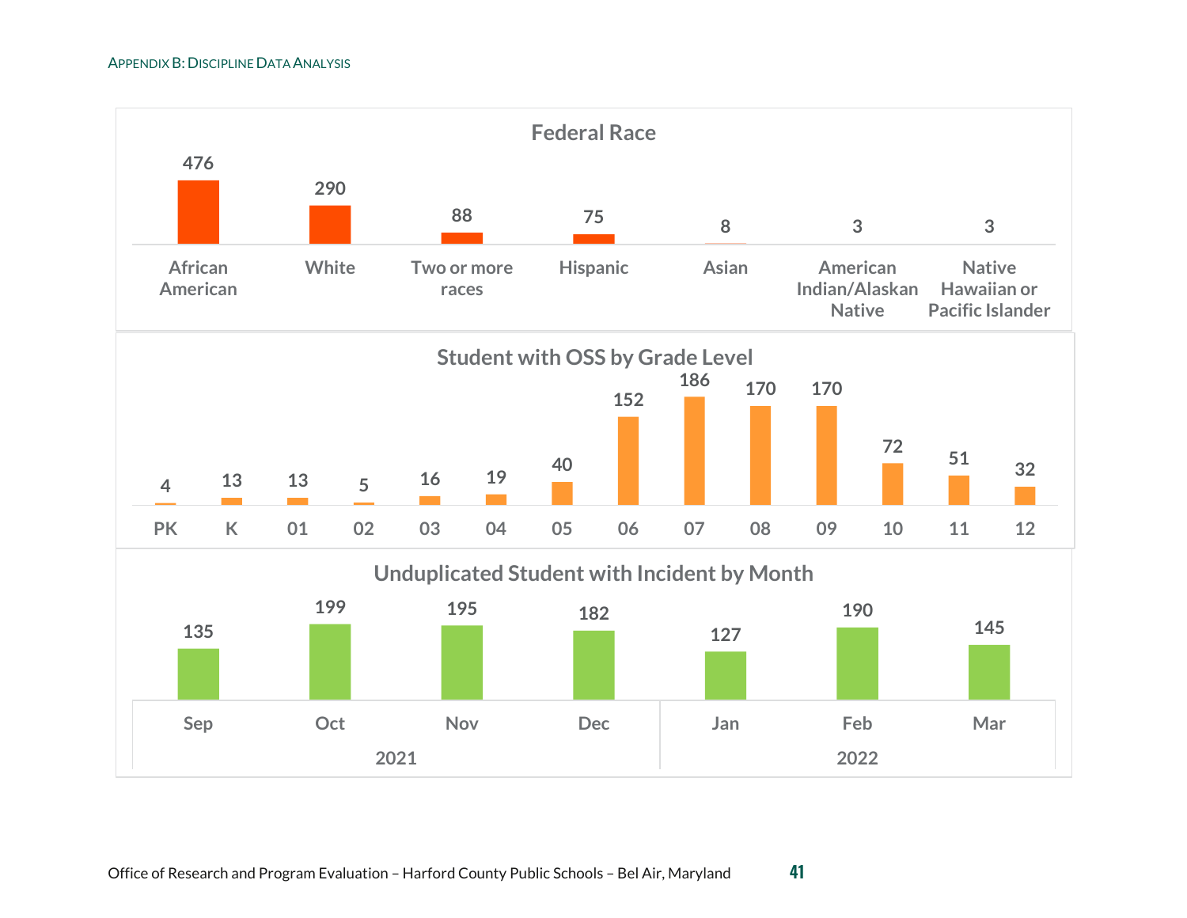**Federal Race**

| African American | White | Two or more races | Hispanic | Asian | American Indian/Alaskan Native | Native Hawaiian or Pacific Islander |
|---|---|---|---|---|---|---|
| 476 | 290 | 88 | 75 | 8 | 3 | 3 |

**Student with OSS by Grade Level**

| PK | K | 01 | 02 | 03 | 04 | 05 | 06 | 07 | 08 | 09 | 10 | 11 | 12 |
|---|---|---|---|---|---|---|---|---|---|---|---|---|---|
| 4 | 13 | 13 | 5 | 16 | 19 | 40 | 152 | 186 | 170 | 170 | 72 | 51 | 32 |

**Unduplicated Student with Incident by Month**

| 2021 | | | | 2022 | | |
|---|---|---|---|---|---|---|
| Sep | Oct | Nov | Dec | Jan | Feb | Mar |
| 135 | 199 | 195 | 182 | 127 | 190 | 145 |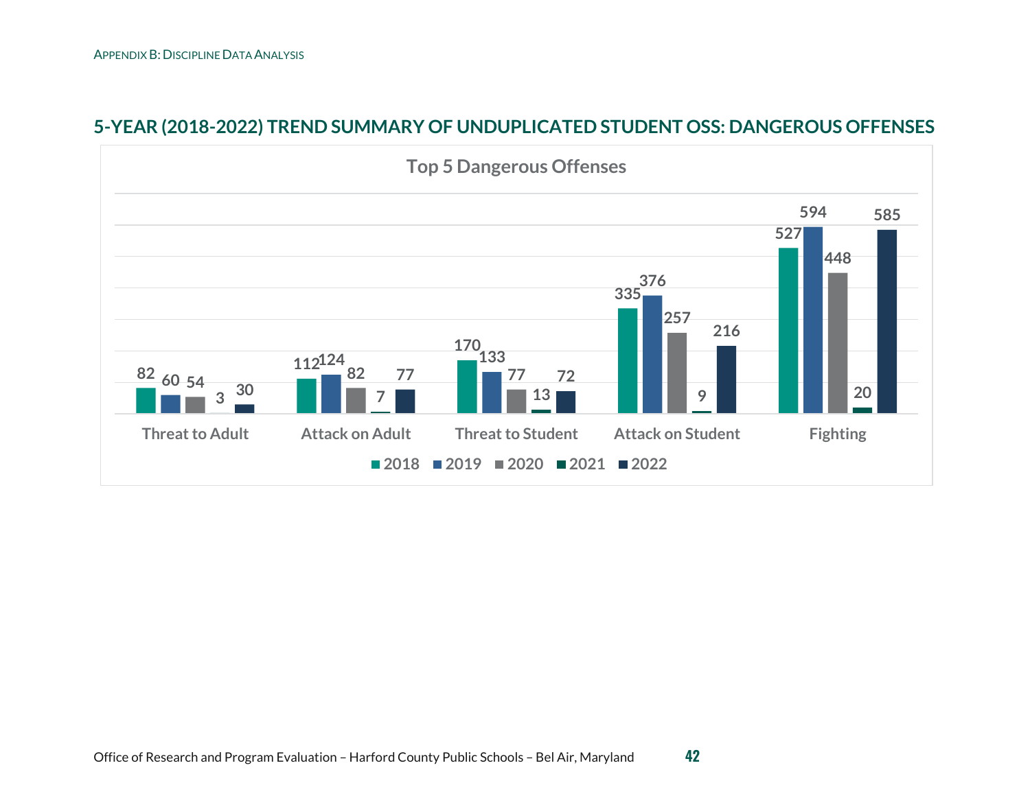## 5-YEAR (2018-2022) TREND SUMMARY OF UNDUPLICATED STUDENT OSS: DANGEROUS OFFENSES

**Top 5 Dangerous Offenses**

| Offense | 2018 | 2019 | 2020 | 2021 | 2022 |
|---|---|---|---|---|---|
| Threat to Adult | 82 | 60 | 54 | 3 | 30 |
| Attack on Adult | 112 | 124 | 82 | 7 | 77 |
| Threat to Student | 170 | 133 | 77 | 13 | 72 |
| Attack on Student | 335 | 376 | 257 | 9 | 216 |
| Fighting | 527 | 594 | 448 | 20 | 585 |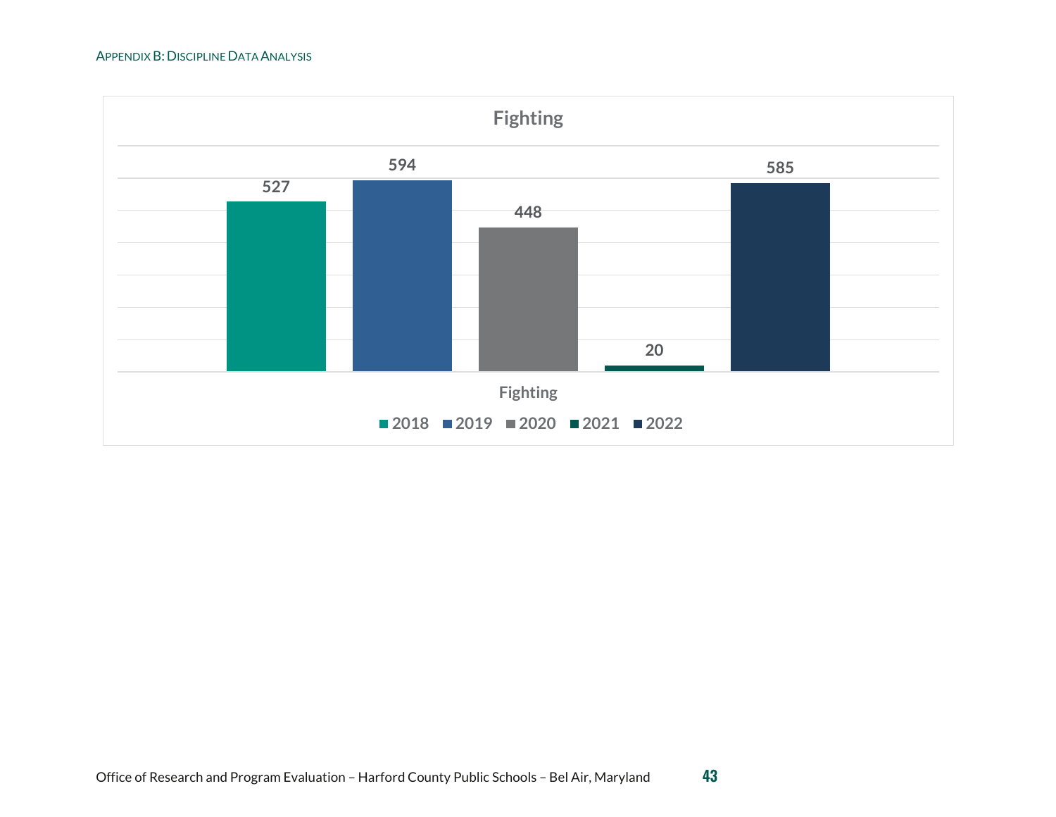## Fighting

| Year | Fighting |
| --- | --- |
| 2018 | 527 |
| 2019 | 594 |
| 2020 | 448 |
| 2021 | 20 |
| 2022 | 585 |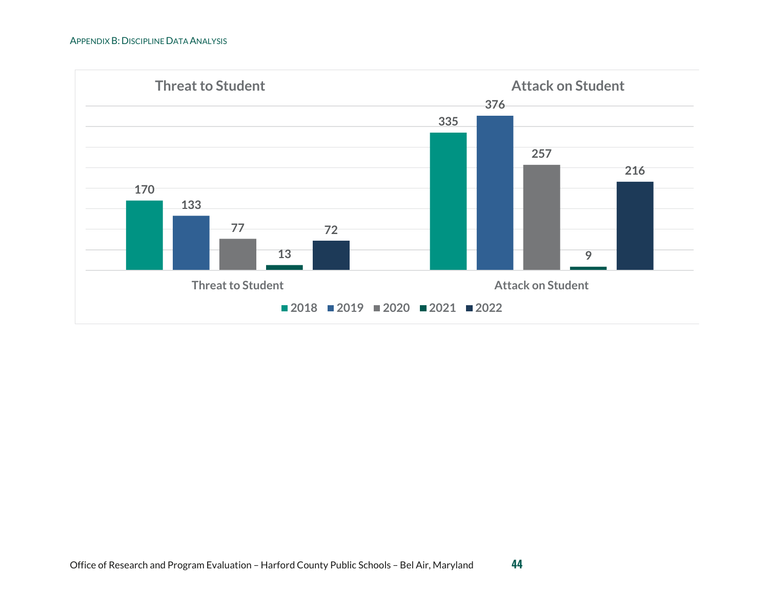| | 2018 | 2019 | 2020 | 2021 | 2022 |
|---|---|---|---|---|---|
| Threat to Student | 170 | 133 | 77 | 13 | 72 |
| Attack on Student | 335 | 376 | 257 | 9 | 216 |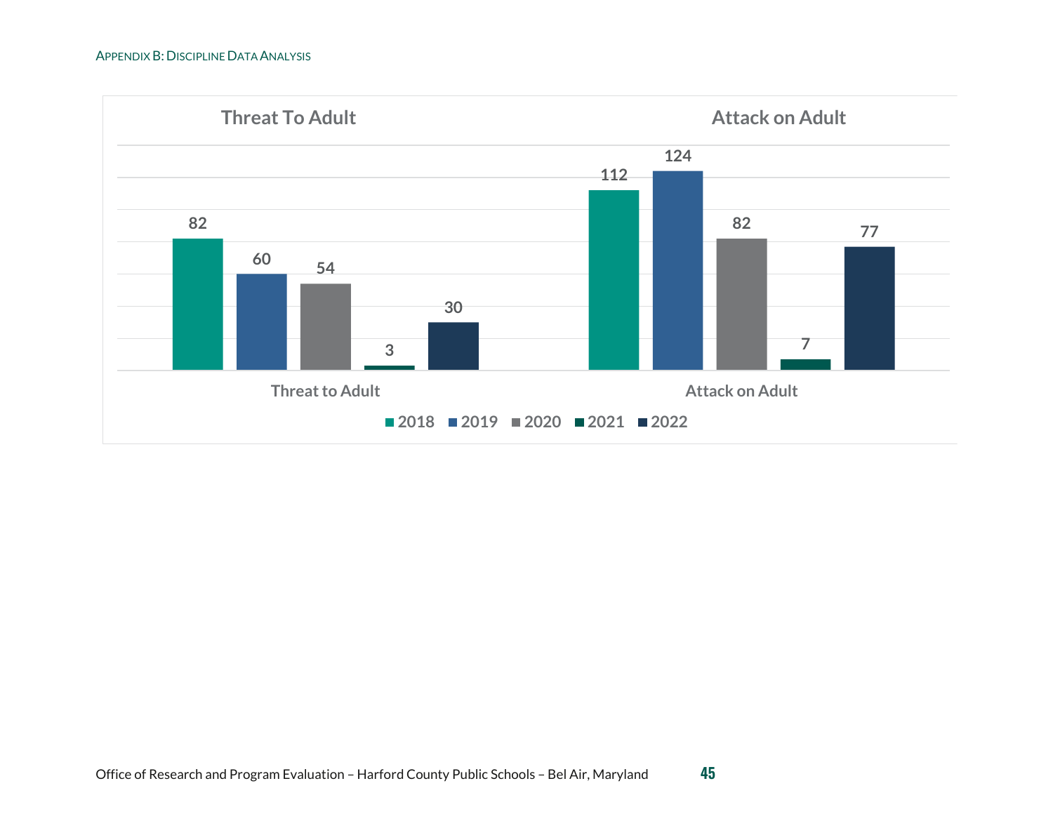| | 2018 | 2019 | 2020 | 2021 | 2022 |
|---|---|---|---|---|---|
| Threat to Adult | 82 | 60 | 54 | 3 | 30 |
| Attack on Adult | 112 | 124 | 82 | 7 | 77 |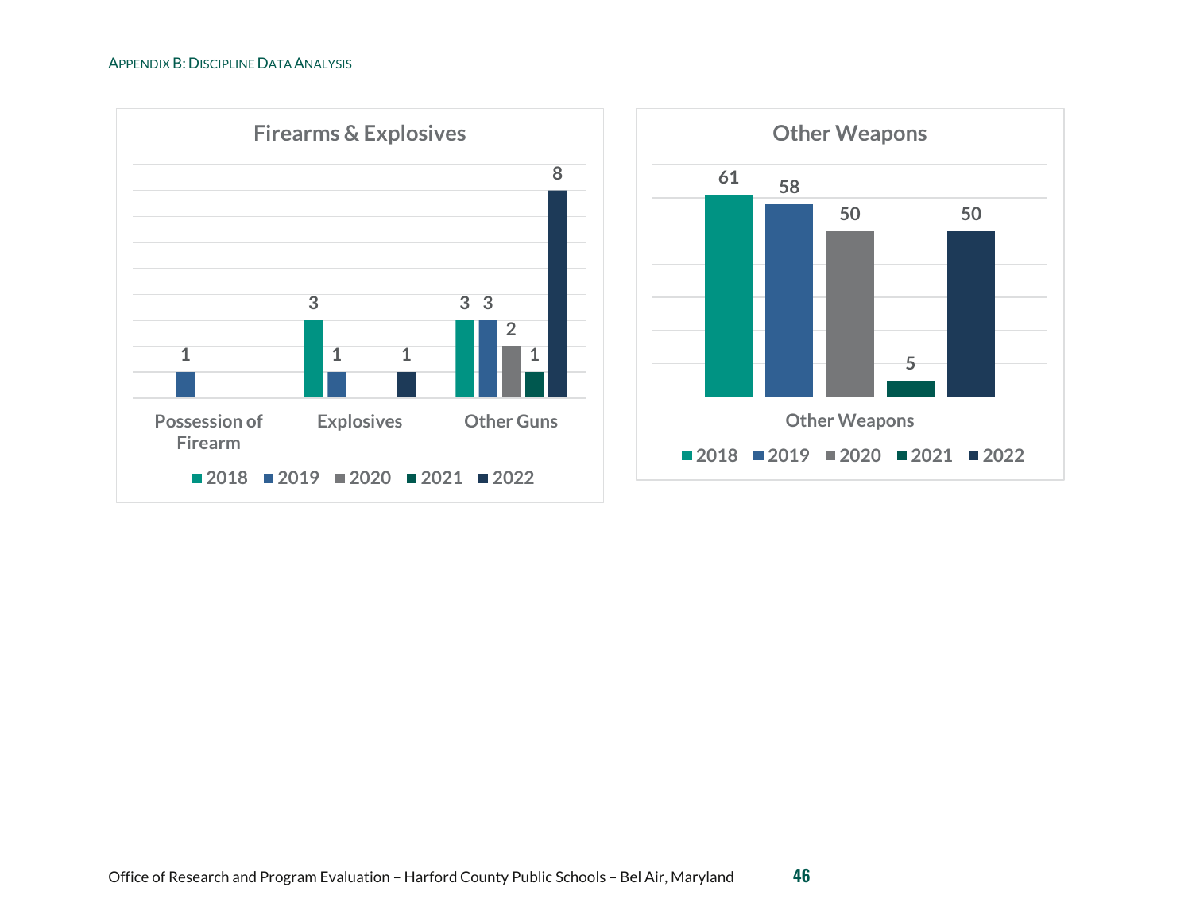**Firearms & Explosives**

| | 2018 | 2019 | 2020 | 2021 | 2022 |
|---|---|---|---|---|---|
| Possession of Firearm | | 1 | | | |
| Explosives | 3 | 1 | | | 1 |
| Other Guns | 3 | 3 | 2 | 1 | 8 |

**Other Weapons**

| | 2018 | 2019 | 2020 | 2021 | 2022 |
|---|---|---|---|---|---|
| Other Weapons | 61 | 58 | 50 | 5 | 50 |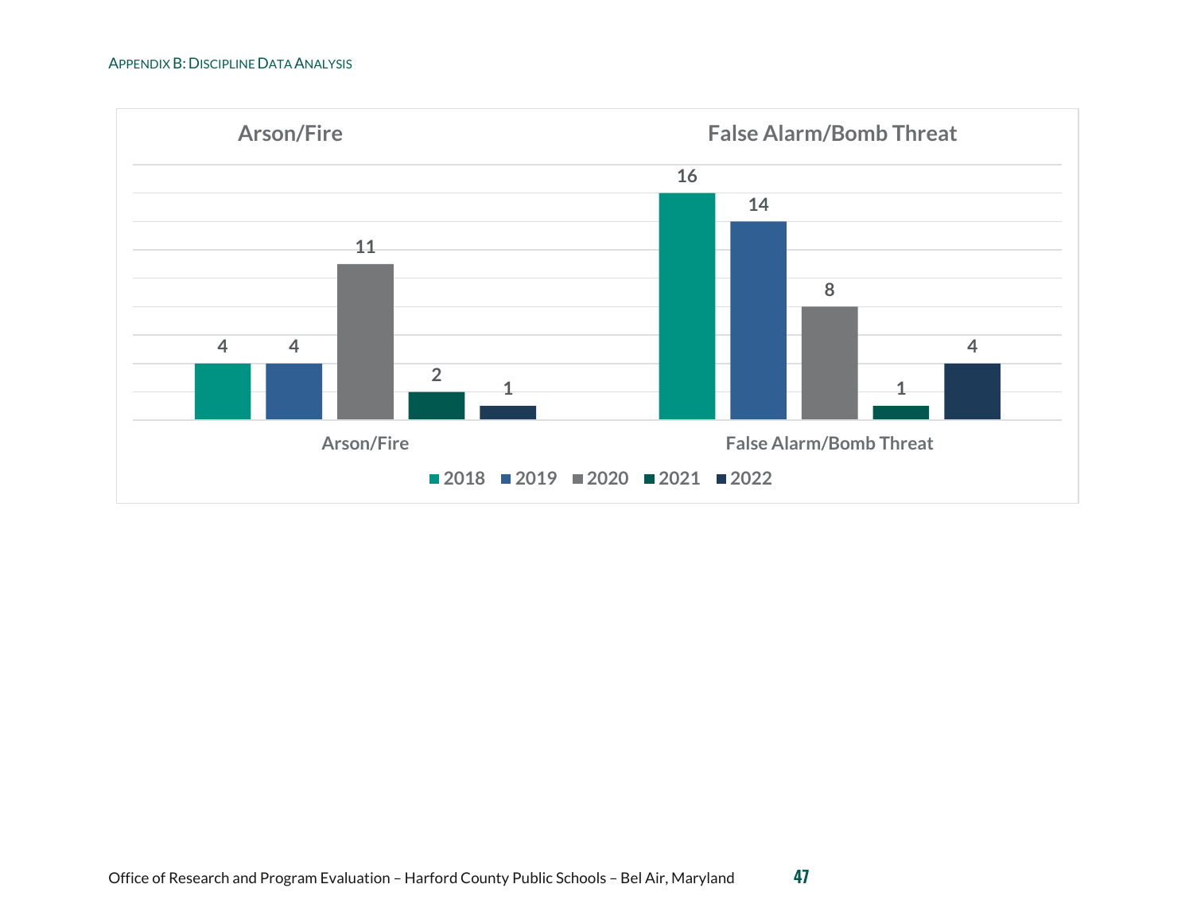**Arson/Fire**

**False Alarm/Bomb Threat**

| | 2018 | 2019 | 2020 | 2021 | 2022 |
|---|---|---|---|---|---|
| Arson/Fire | 4 | 4 | 11 | 2 | 1 |
| False Alarm/Bomb Threat | 16 | 14 | 8 | 1 | 4 |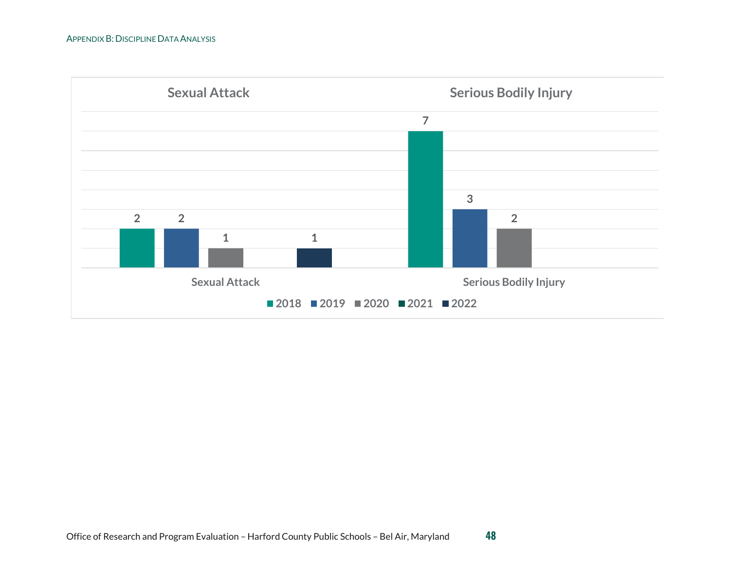## Sexual Attack

## Serious Bodily Injury

| | 2018 | 2019 | 2020 | 2021 | 2022 |
|---|---|---|---|---|---|
| Sexual Attack | 2 | 2 | 1 | | 1 |
| Serious Bodily Injury | 7 | 3 | 2 | | |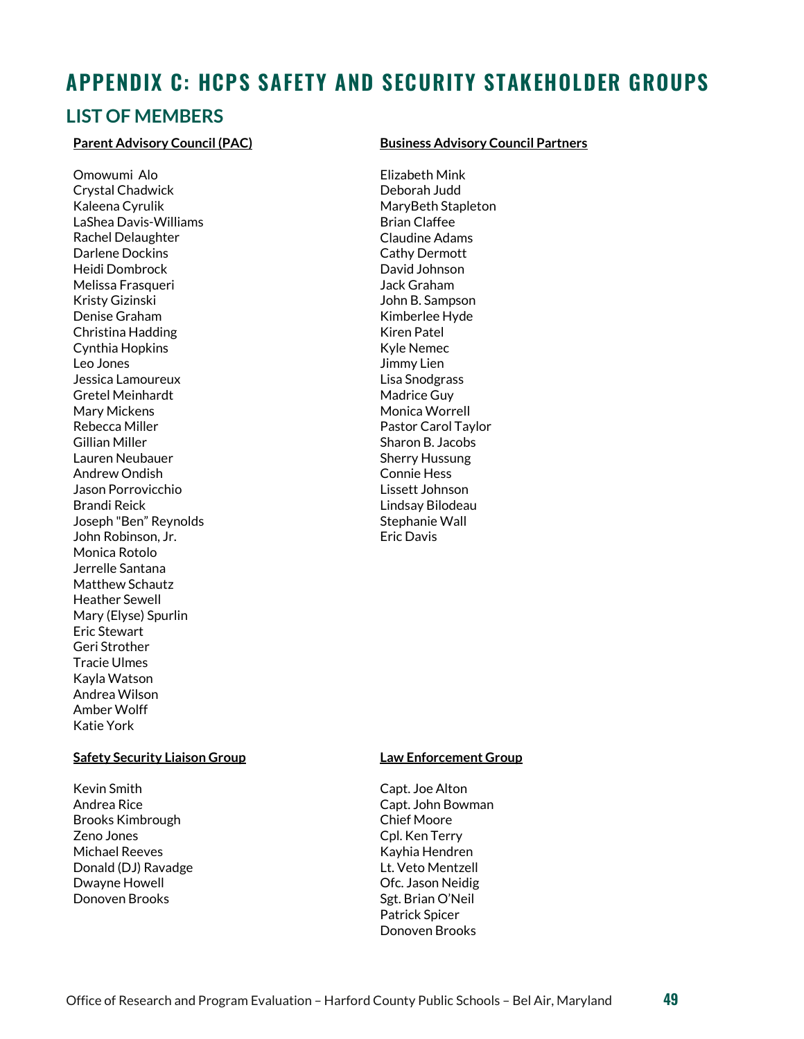# APPENDIX C: HCPS SAFETY AND SECURITY STAKEHOLDER GROUPS

## LIST OF MEMBERS

**Parent Advisory Council (PAC)**

Omowumi Alo
Crystal Chadwick
Kaleena Cyrulik
LaShea Davis-Williams
Rachel Delaughter
Darlene Dockins
Heidi Dombrock
Melissa Frasqueri
Kristy Gizinski
Denise Graham
Christina Hadding
Cynthia Hopkins
Leo Jones
Jessica Lamoureux
Gretel Meinhardt
Mary Mickens
Rebecca Miller
Gillian Miller
Lauren Neubauer
Andrew Ondish
Jason Porrovicchio
Brandi Reick
Joseph "Ben" Reynolds
John Robinson, Jr.
Monica Rotolo
Jerrelle Santana
Matthew Schautz
Heather Sewell
Mary (Elyse) Spurlin
Eric Stewart
Geri Strother
Tracie Ulmes
Kayla Watson
Andrea Wilson
Amber Wolff
Katie York

**Business Advisory Council Partners**

Elizabeth Mink
Deborah Judd
MaryBeth Stapleton
Brian Claffee
Claudine Adams
Cathy Dermott
David Johnson
Jack Graham
John B. Sampson
Kimberlee Hyde
Kiren Patel
Kyle Nemec
Jimmy Lien
Lisa Snodgrass
Madrice Guy
Monica Worrell
Pastor Carol Taylor
Sharon B. Jacobs
Sherry Hussung
Connie Hess
Lissett Johnson
Lindsay Bilodeau
Stephanie Wall
Eric Davis

**Safety Security Liaison Group**

Kevin Smith
Andrea Rice
Brooks Kimbrough
Zeno Jones
Michael Reeves
Donald (DJ) Ravadge
Dwayne Howell
Donoven Brooks

**Law Enforcement Group**

Capt. Joe Alton
Capt. John Bowman
Chief Moore
Cpl. Ken Terry
Kayhia Hendren
Lt. Veto Mentzell
Ofc. Jason Neidig
Sgt. Brian O'Neil
Patrick Spicer
Donoven Brooks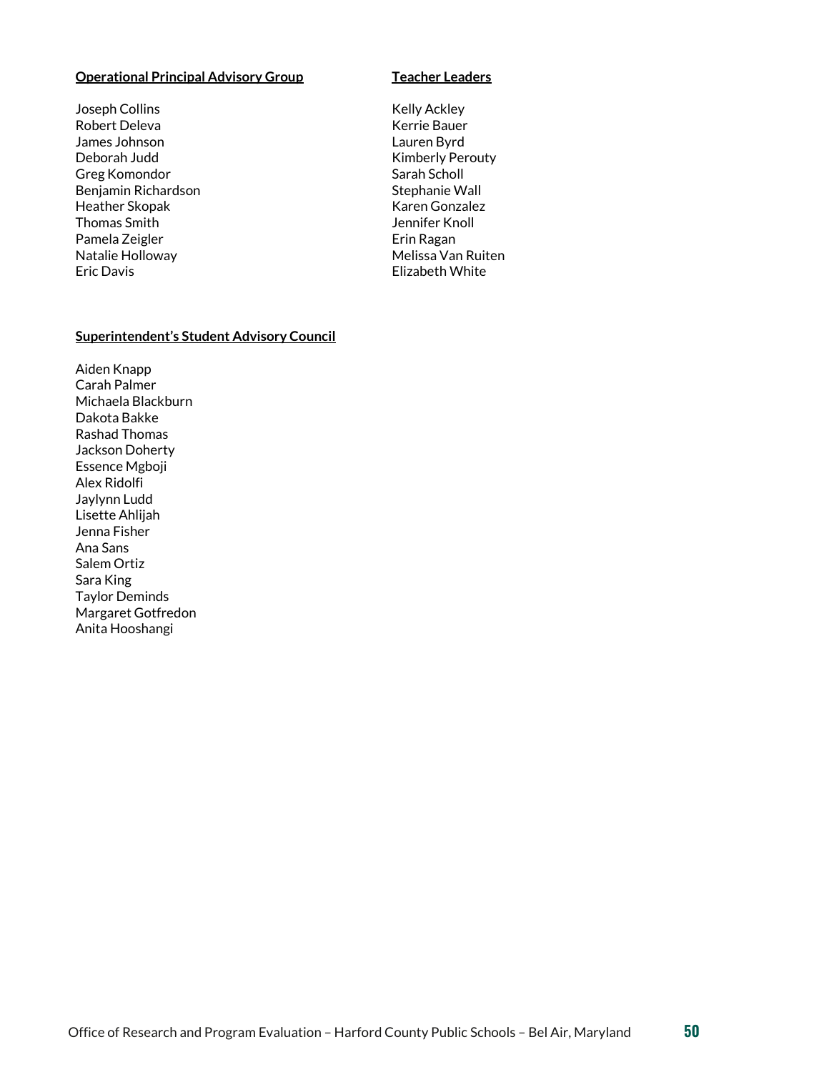**Operational Principal Advisory Group**

Joseph Collins
Robert Deleva
James Johnson
Deborah Judd
Greg Komondor
Benjamin Richardson
Heather Skopak
Thomas Smith
Pamela Zeigler
Natalie Holloway
Eric Davis

**Teacher Leaders**

Kelly Ackley
Kerrie Bauer
Lauren Byrd
Kimberly Perouty
Sarah Scholl
Stephanie Wall
Karen Gonzalez
Jennifer Knoll
Erin Ragan
Melissa Van Ruiten
Elizabeth White

**Superintendent's Student Advisory Council**

Aiden Knapp
Carah Palmer
Michaela Blackburn
Dakota Bakke
Rashad Thomas
Jackson Doherty
Essence Mgboji
Alex Ridolfi
Jaylynn Ludd
Lisette Ahlijah
Jenna Fisher
Ana Sans
Salem Ortiz
Sara King
Taylor Deminds
Margaret Gotfredon
Anita Hooshangi